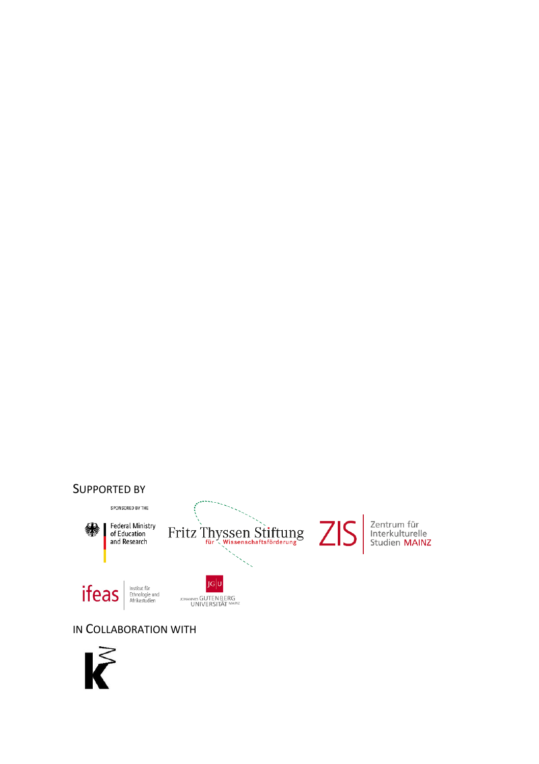SUPPORTED BY

SPONSORED BY THE

Federal Ministry of Education and Research

Fritz Thyssen Stiftung für Wissenschaftsförderung

ZIS Zentrum für Interkulturelle Studien MAINZ

ifeas Institut für Ethnologie und Afrikastudien

JG|U JOHANNES GUTENBERG UNIVERSITÄT MAINZ

IN COLLABORATION WITH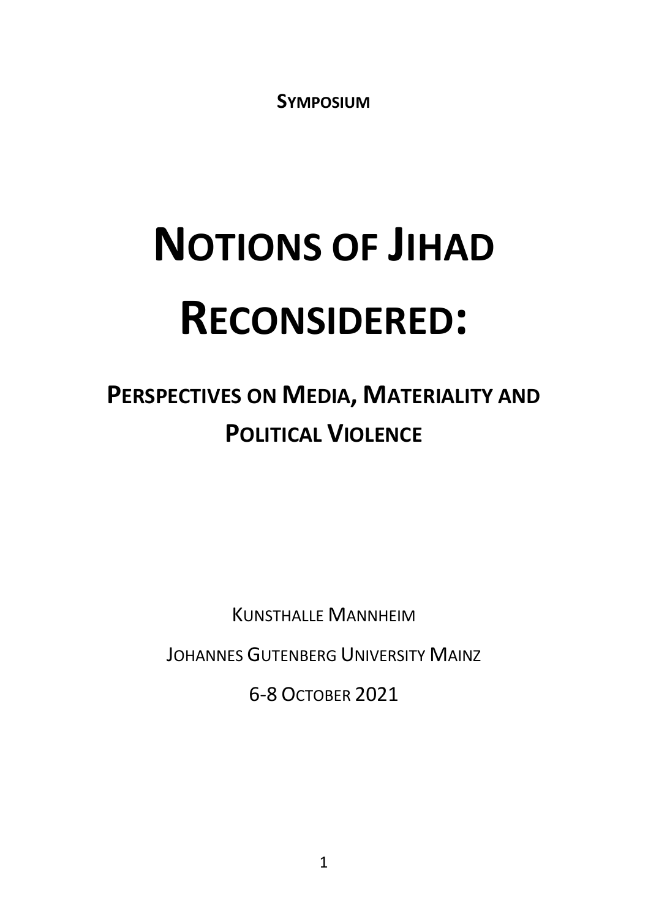**SYMPOSIUM**

# NOTIONS OF JIHAD RECONSIDERED:

## PERSPECTIVES ON MEDIA, MATERIALITY AND POLITICAL VIOLENCE

KUNSTHALLE MANNHEIM

JOHANNES GUTENBERG UNIVERSITY MAINZ

6-8 OCTOBER 2021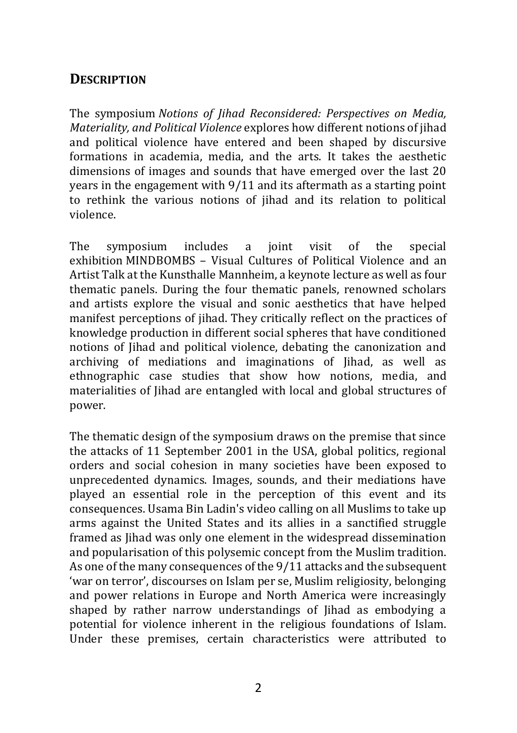## Description

The symposium *Notions of Jihad Reconsidered: Perspectives on Media, Materiality, and Political Violence* explores how different notions of jihad and political violence have entered and been shaped by discursive formations in academia, media, and the arts. It takes the aesthetic dimensions of images and sounds that have emerged over the last 20 years in the engagement with 9/11 and its aftermath as a starting point to rethink the various notions of jihad and its relation to political violence.

The symposium includes a joint visit of the special exhibition MINDBOMBS – Visual Cultures of Political Violence and an Artist Talk at the Kunsthalle Mannheim, a keynote lecture as well as four thematic panels. During the four thematic panels, renowned scholars and artists explore the visual and sonic aesthetics that have helped manifest perceptions of jihad. They critically reflect on the practices of knowledge production in different social spheres that have conditioned notions of Jihad and political violence, debating the canonization and archiving of mediations and imaginations of Jihad, as well as ethnographic case studies that show how notions, media, and materialities of Jihad are entangled with local and global structures of power.

The thematic design of the symposium draws on the premise that since the attacks of 11 September 2001 in the USA, global politics, regional orders and social cohesion in many societies have been exposed to unprecedented dynamics. Images, sounds, and their mediations have played an essential role in the perception of this event and its consequences. Usama Bin Ladin's video calling on all Muslims to take up arms against the United States and its allies in a sanctified struggle framed as Jihad was only one element in the widespread dissemination and popularisation of this polysemic concept from the Muslim tradition. As one of the many consequences of the 9/11 attacks and the subsequent 'war on terror', discourses on Islam per se, Muslim religiosity, belonging and power relations in Europe and North America were increasingly shaped by rather narrow understandings of Jihad as embodying a potential for violence inherent in the religious foundations of Islam. Under these premises, certain characteristics were attributed to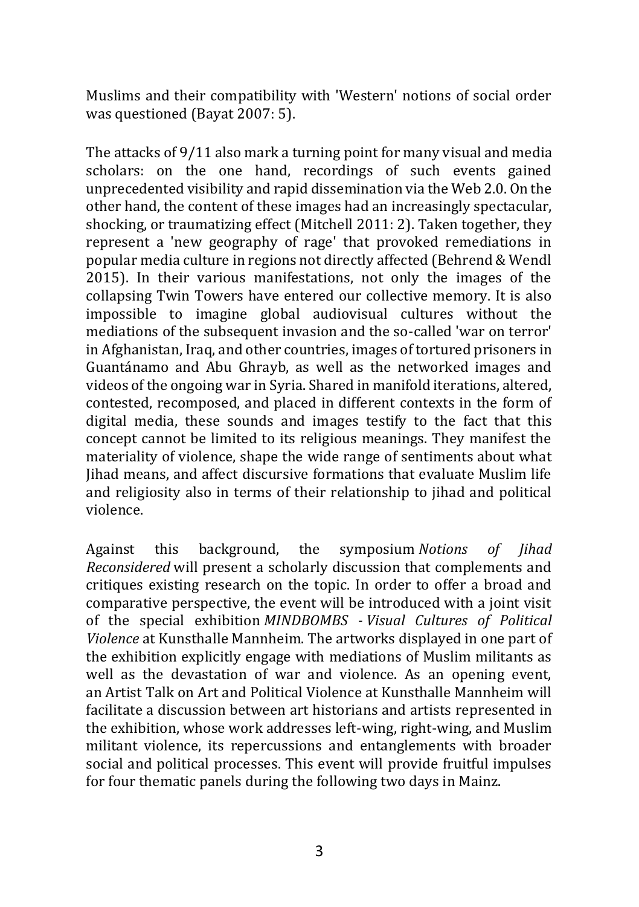Muslims and their compatibility with 'Western' notions of social order was questioned (Bayat 2007: 5).

The attacks of 9/11 also mark a turning point for many visual and media scholars: on the one hand, recordings of such events gained unprecedented visibility and rapid dissemination via the Web 2.0. On the other hand, the content of these images had an increasingly spectacular, shocking, or traumatizing effect (Mitchell 2011: 2). Taken together, they represent a 'new geography of rage' that provoked remediations in popular media culture in regions not directly affected (Behrend & Wendl 2015). In their various manifestations, not only the images of the collapsing Twin Towers have entered our collective memory. It is also impossible to imagine global audiovisual cultures without the mediations of the subsequent invasion and the so-called 'war on terror' in Afghanistan, Iraq, and other countries, images of tortured prisoners in Guantánamo and Abu Ghrayb, as well as the networked images and videos of the ongoing war in Syria. Shared in manifold iterations, altered, contested, recomposed, and placed in different contexts in the form of digital media, these sounds and images testify to the fact that this concept cannot be limited to its religious meanings. They manifest the materiality of violence, shape the wide range of sentiments about what Jihad means, and affect discursive formations that evaluate Muslim life and religiosity also in terms of their relationship to jihad and political violence.

Against this background, the symposium *Notions of Jihad Reconsidered* will present a scholarly discussion that complements and critiques existing research on the topic. In order to offer a broad and comparative perspective, the event will be introduced with a joint visit of the special exhibition *MINDBOMBS - Visual Cultures of Political Violence* at Kunsthalle Mannheim. The artworks displayed in one part of the exhibition explicitly engage with mediations of Muslim militants as well as the devastation of war and violence. As an opening event, an Artist Talk on Art and Political Violence at Kunsthalle Mannheim will facilitate a discussion between art historians and artists represented in the exhibition, whose work addresses left-wing, right-wing, and Muslim militant violence, its repercussions and entanglements with broader social and political processes. This event will provide fruitful impulses for four thematic panels during the following two days in Mainz.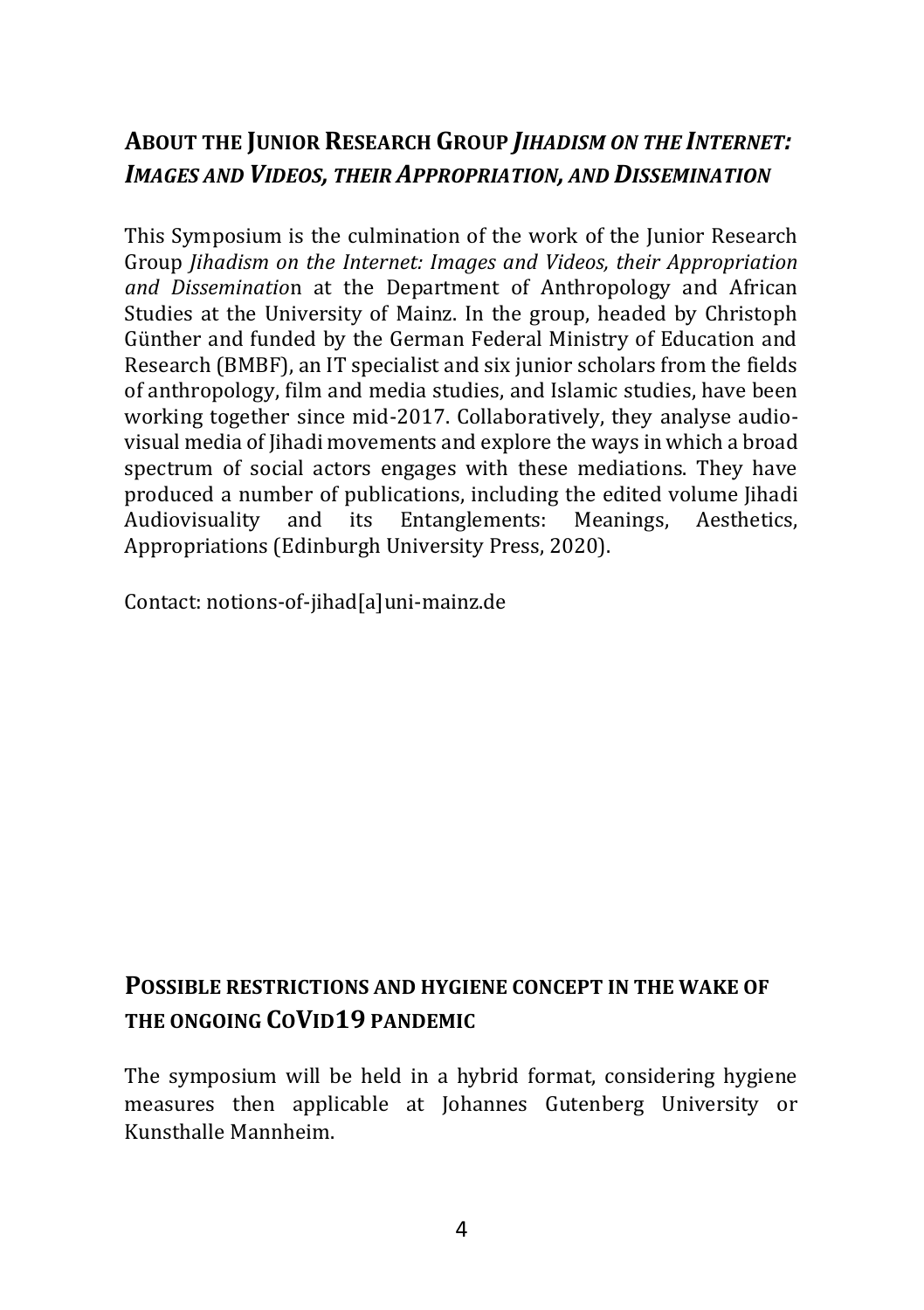## About the Junior Research Group *Jihadism on the Internet: Images and Videos, their Appropriation, and Dissemination*

This Symposium is the culmination of the work of the Junior Research Group *Jihadism on the Internet: Images and Videos, their Appropriation and Disseminatio*n at the Department of Anthropology and African Studies at the University of Mainz. In the group, headed by Christoph Günther and funded by the German Federal Ministry of Education and Research (BMBF), an IT specialist and six junior scholars from the fields of anthropology, film and media studies, and Islamic studies, have been working together since mid-2017. Collaboratively, they analyse audio-visual media of Jihadi movements and explore the ways in which a broad spectrum of social actors engages with these mediations. They have produced a number of publications, including the edited volume Jihadi Audiovisuality and its Entanglements: Meanings, Aesthetics, Appropriations (Edinburgh University Press, 2020).

Contact: notions-of-jihad[a]uni-mainz.de

## Possible restrictions and hygiene concept in the wake of the ongoing CoVid19 pandemic

The symposium will be held in a hybrid format, considering hygiene measures then applicable at Johannes Gutenberg University or Kunsthalle Mannheim.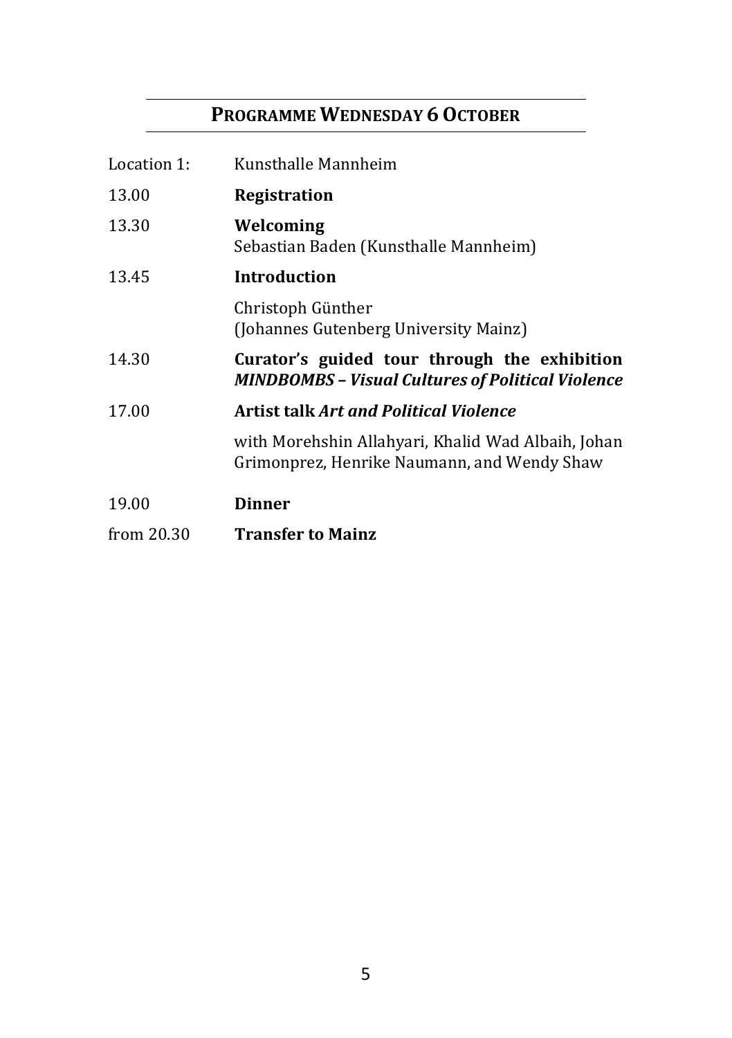## PROGRAMME WEDNESDAY 6 OCTOBER

Location 1: Kunsthalle Mannheim

13.00 **Registration**

13.30 **Welcoming**
Sebastian Baden (Kunsthalle Mannheim)

13.45 **Introduction**

Christoph Günther
(Johannes Gutenberg University Mainz)

14.30 **Curator's guided tour through the exhibition *MINDBOMBS – Visual Cultures of Political Violence***

17.00 **Artist talk *Art and Political Violence***

with Morehshin Allahyari, Khalid Wad Albaih, Johan Grimonprez, Henrike Naumann, and Wendy Shaw

19.00 **Dinner**

from 20.30 **Transfer to Mainz**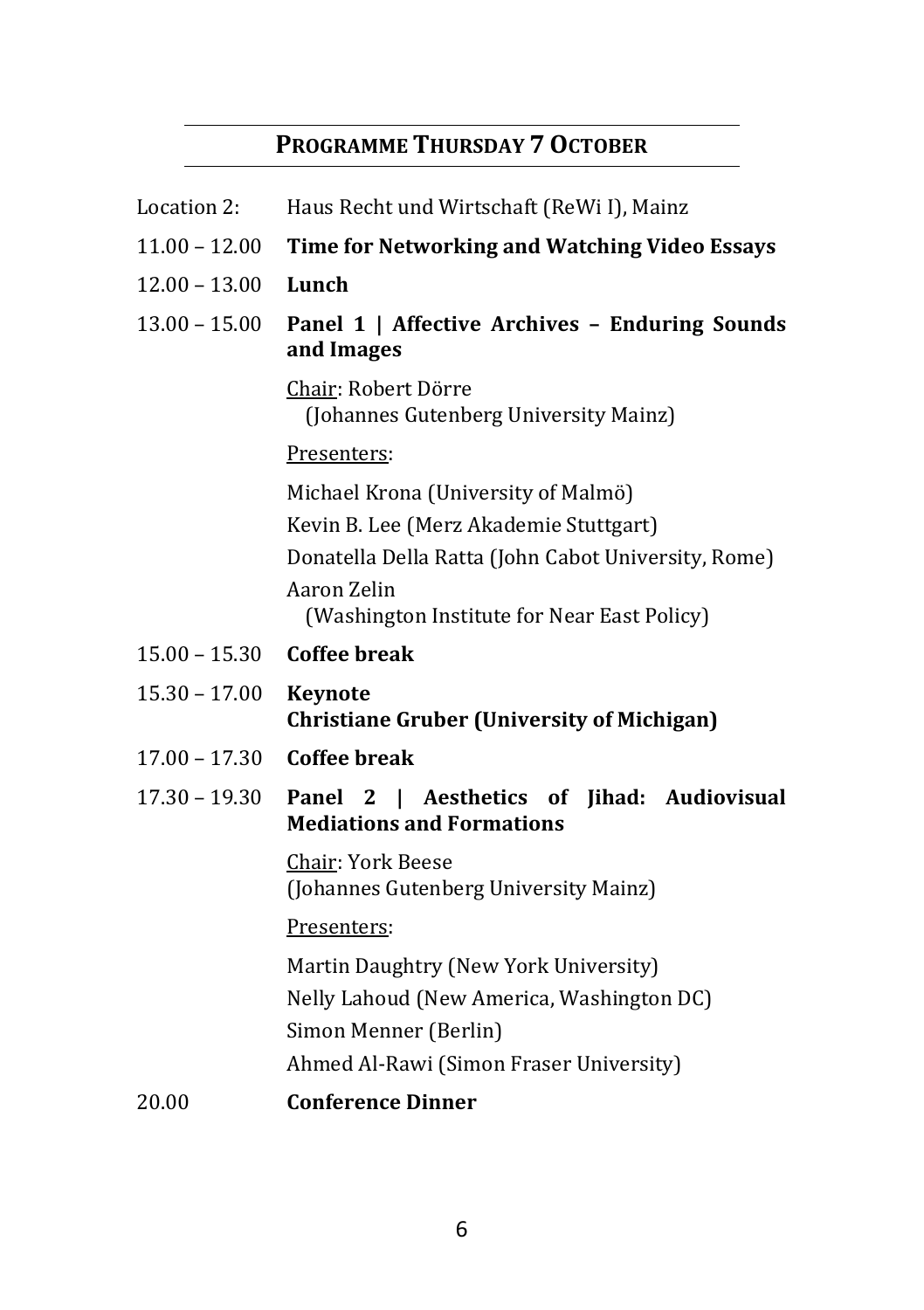## Programme Thursday 7 October

Location 2: Haus Recht und Wirtschaft (ReWi I), Mainz

11.00 – 12.00 **Time for Networking and Watching Video Essays**

12.00 – 13.00 **Lunch**

13.00 – 15.00 **Panel 1 | Affective Archives – Enduring Sounds and Images**

Chair: Robert Dörre (Johannes Gutenberg University Mainz)

Presenters:

Michael Krona (University of Malmö)
Kevin B. Lee (Merz Akademie Stuttgart)
Donatella Della Ratta (John Cabot University, Rome)
Aaron Zelin (Washington Institute for Near East Policy)

15.00 – 15.30 **Coffee break**

15.30 – 17.00 **Keynote**
**Christiane Gruber (University of Michigan)**

17.00 – 17.30 **Coffee break**

17.30 – 19.30 **Panel 2 | Aesthetics of Jihad: Audiovisual Mediations and Formations**

Chair: York Beese (Johannes Gutenberg University Mainz)

Presenters:

Martin Daughtry (New York University)
Nelly Lahoud (New America, Washington DC)
Simon Menner (Berlin)
Ahmed Al-Rawi (Simon Fraser University)

20.00 **Conference Dinner**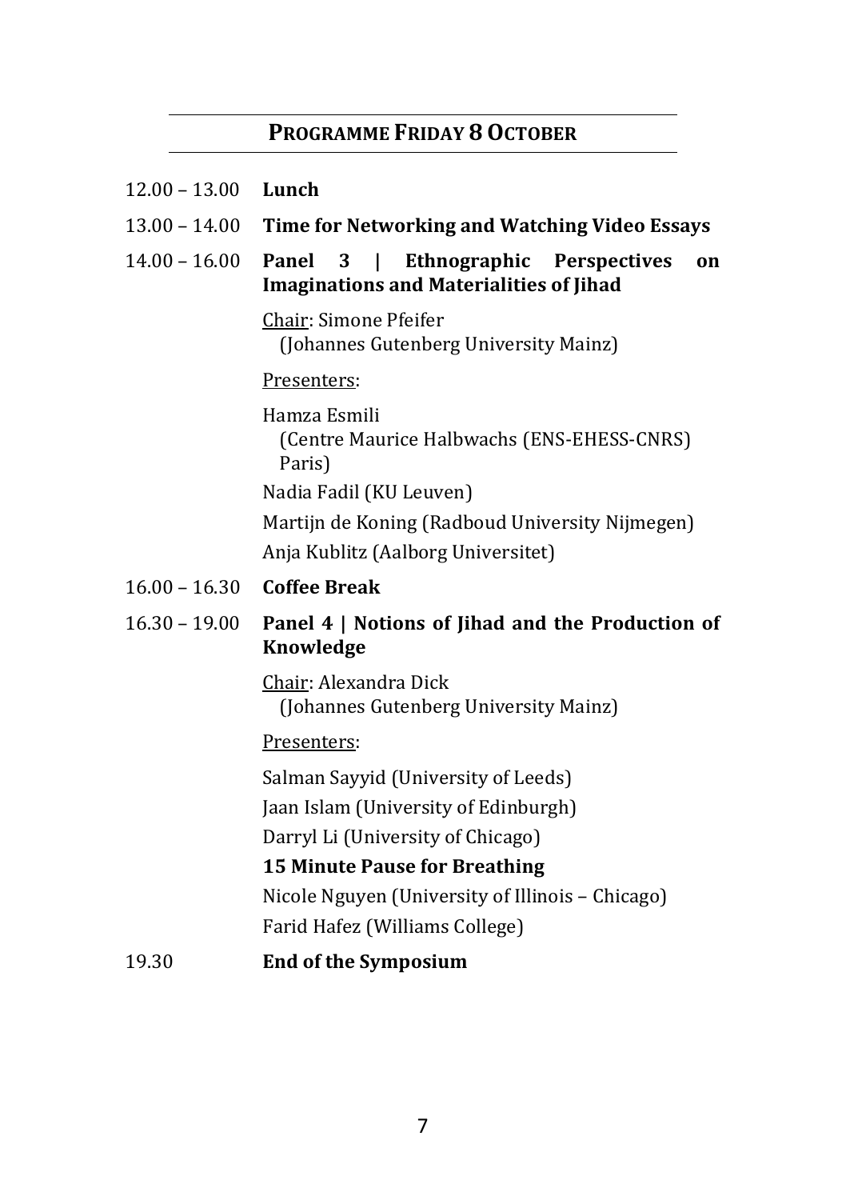## Programme Friday 8 October

12.00 – 13.00 **Lunch**

13.00 – 14.00 **Time for Networking and Watching Video Essays**

14.00 – 16.00 **Panel 3 | Ethnographic Perspectives on Imaginations and Materialities of Jihad**

Chair: Simone Pfeifer (Johannes Gutenberg University Mainz)

Presenters:

Hamza Esmili (Centre Maurice Halbwachs (ENS-EHESS-CNRS) Paris)

Nadia Fadil (KU Leuven)

Martijn de Koning (Radboud University Nijmegen)

Anja Kublitz (Aalborg Universitet)

16.00 – 16.30 **Coffee Break**

16.30 – 19.00 **Panel 4 | Notions of Jihad and the Production of Knowledge**

Chair: Alexandra Dick (Johannes Gutenberg University Mainz)

Presenters:

Salman Sayyid (University of Leeds)

Jaan Islam (University of Edinburgh)

Darryl Li (University of Chicago)

**15 Minute Pause for Breathing**

Nicole Nguyen (University of Illinois – Chicago)

Farid Hafez (Williams College)

19.30 **End of the Symposium**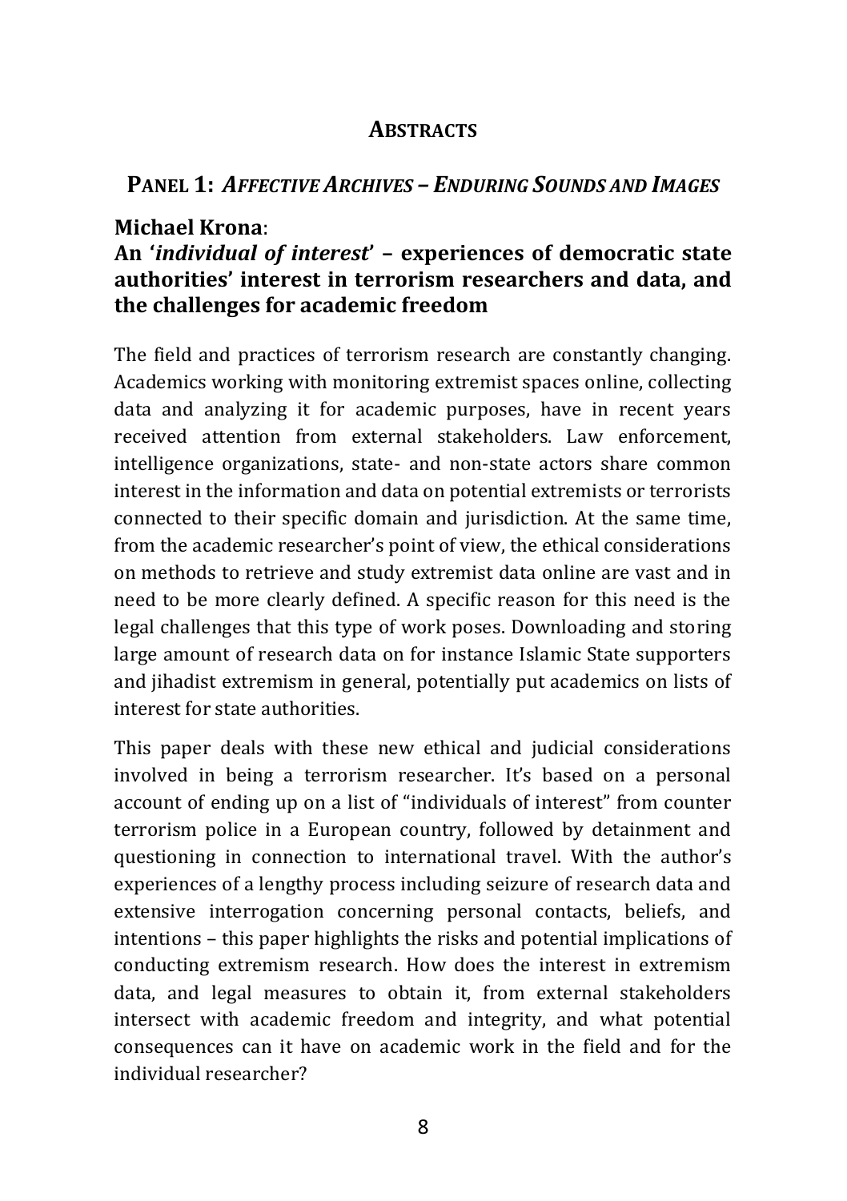# Abstracts

## Panel 1: *Affective Archives – Enduring Sounds and Images*

### Michael Krona:

### An '*individual of interest*' – experiences of democratic state authorities' interest in terrorism researchers and data, and the challenges for academic freedom

The field and practices of terrorism research are constantly changing. Academics working with monitoring extremist spaces online, collecting data and analyzing it for academic purposes, have in recent years received attention from external stakeholders. Law enforcement, intelligence organizations, state- and non-state actors share common interest in the information and data on potential extremists or terrorists connected to their specific domain and jurisdiction. At the same time, from the academic researcher's point of view, the ethical considerations on methods to retrieve and study extremist data online are vast and in need to be more clearly defined. A specific reason for this need is the legal challenges that this type of work poses. Downloading and storing large amount of research data on for instance Islamic State supporters and jihadist extremism in general, potentially put academics on lists of interest for state authorities.

This paper deals with these new ethical and judicial considerations involved in being a terrorism researcher. It's based on a personal account of ending up on a list of "individuals of interest" from counter terrorism police in a European country, followed by detainment and questioning in connection to international travel. With the author's experiences of a lengthy process including seizure of research data and extensive interrogation concerning personal contacts, beliefs, and intentions – this paper highlights the risks and potential implications of conducting extremism research. How does the interest in extremism data, and legal measures to obtain it, from external stakeholders intersect with academic freedom and integrity, and what potential consequences can it have on academic work in the field and for the individual researcher?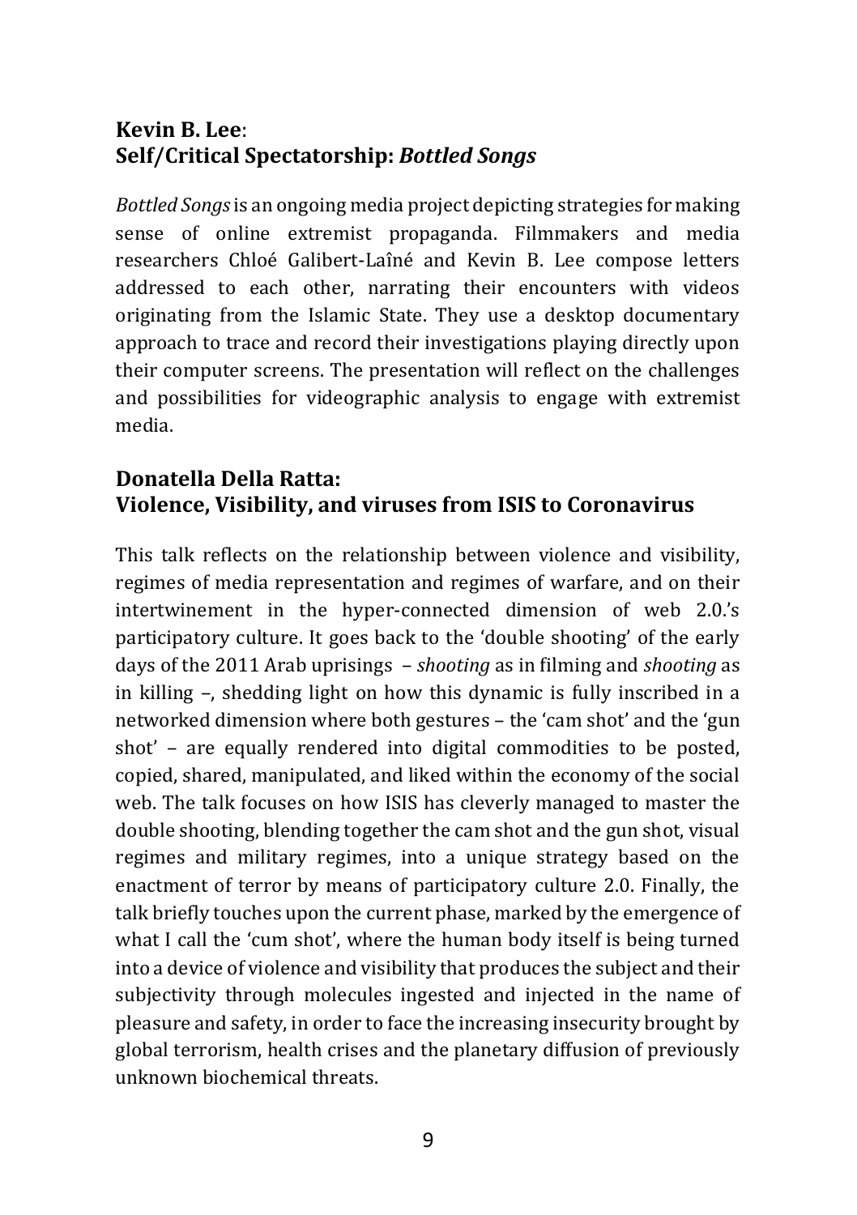## Kevin B. Lee: Self/Critical Spectatorship: *Bottled Songs*

*Bottled Songs* is an ongoing media project depicting strategies for making sense of online extremist propaganda. Filmmakers and media researchers Chloé Galibert-Laîné and Kevin B. Lee compose letters addressed to each other, narrating their encounters with videos originating from the Islamic State. They use a desktop documentary approach to trace and record their investigations playing directly upon their computer screens. The presentation will reflect on the challenges and possibilities for videographic analysis to engage with extremist media.

## Donatella Della Ratta: Violence, Visibility, and viruses from ISIS to Coronavirus

This talk reflects on the relationship between violence and visibility, regimes of media representation and regimes of warfare, and on their intertwinement in the hyper-connected dimension of web 2.0.'s participatory culture. It goes back to the 'double shooting' of the early days of the 2011 Arab uprisings – *shooting* as in filming and *shooting* as in killing –, shedding light on how this dynamic is fully inscribed in a networked dimension where both gestures – the 'cam shot' and the 'gun shot' – are equally rendered into digital commodities to be posted, copied, shared, manipulated, and liked within the economy of the social web. The talk focuses on how ISIS has cleverly managed to master the double shooting, blending together the cam shot and the gun shot, visual regimes and military regimes, into a unique strategy based on the enactment of terror by means of participatory culture 2.0. Finally, the talk briefly touches upon the current phase, marked by the emergence of what I call the 'cum shot', where the human body itself is being turned into a device of violence and visibility that produces the subject and their subjectivity through molecules ingested and injected in the name of pleasure and safety, in order to face the increasing insecurity brought by global terrorism, health crises and the planetary diffusion of previously unknown biochemical threats.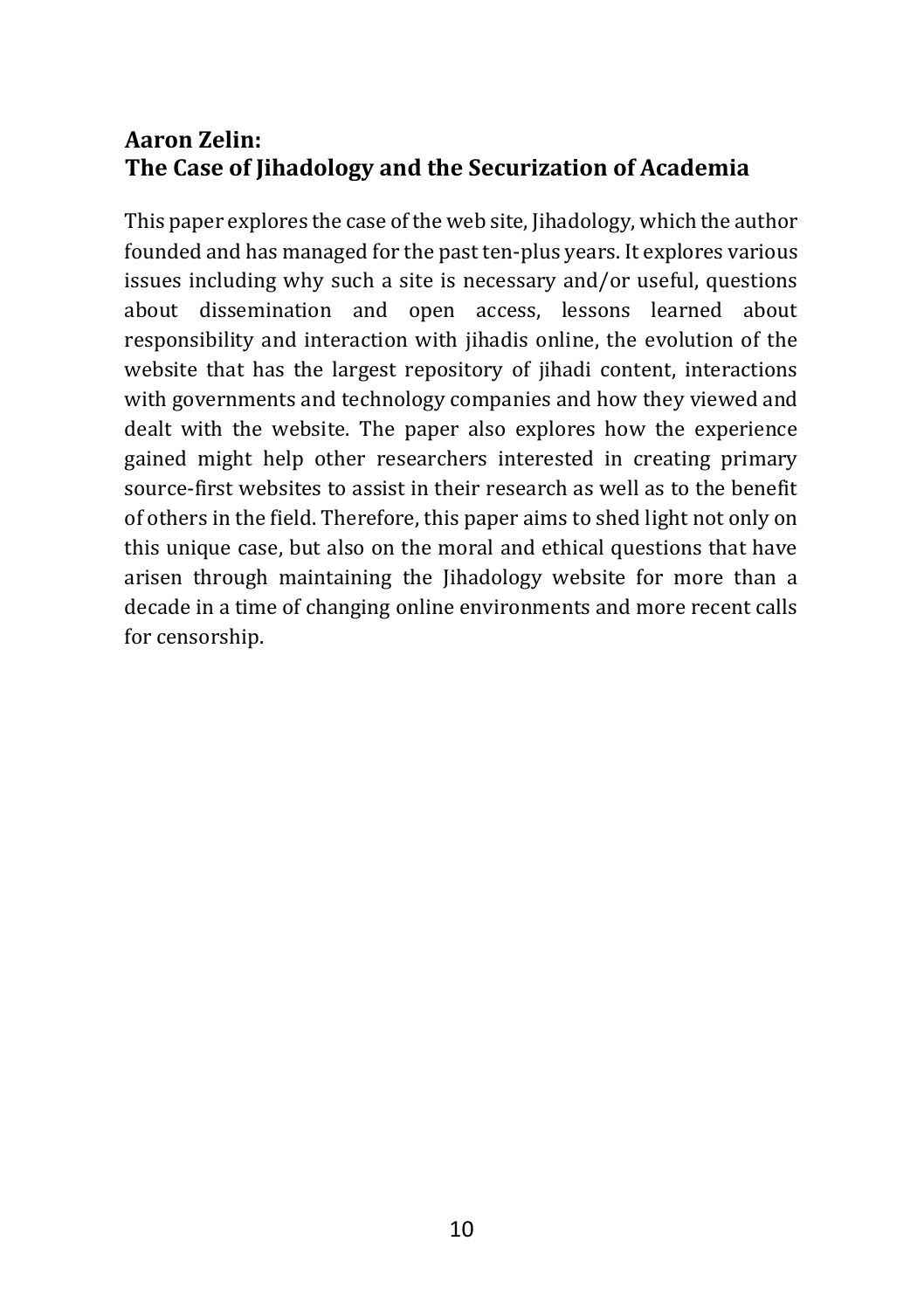## Aaron Zelin: The Case of Jihadology and the Securization of Academia

This paper explores the case of the web site, Jihadology, which the author founded and has managed for the past ten-plus years. It explores various issues including why such a site is necessary and/or useful, questions about dissemination and open access, lessons learned about responsibility and interaction with jihadis online, the evolution of the website that has the largest repository of jihadi content, interactions with governments and technology companies and how they viewed and dealt with the website. The paper also explores how the experience gained might help other researchers interested in creating primary source-first websites to assist in their research as well as to the benefit of others in the field. Therefore, this paper aims to shed light not only on this unique case, but also on the moral and ethical questions that have arisen through maintaining the Jihadology website for more than a decade in a time of changing online environments and more recent calls for censorship.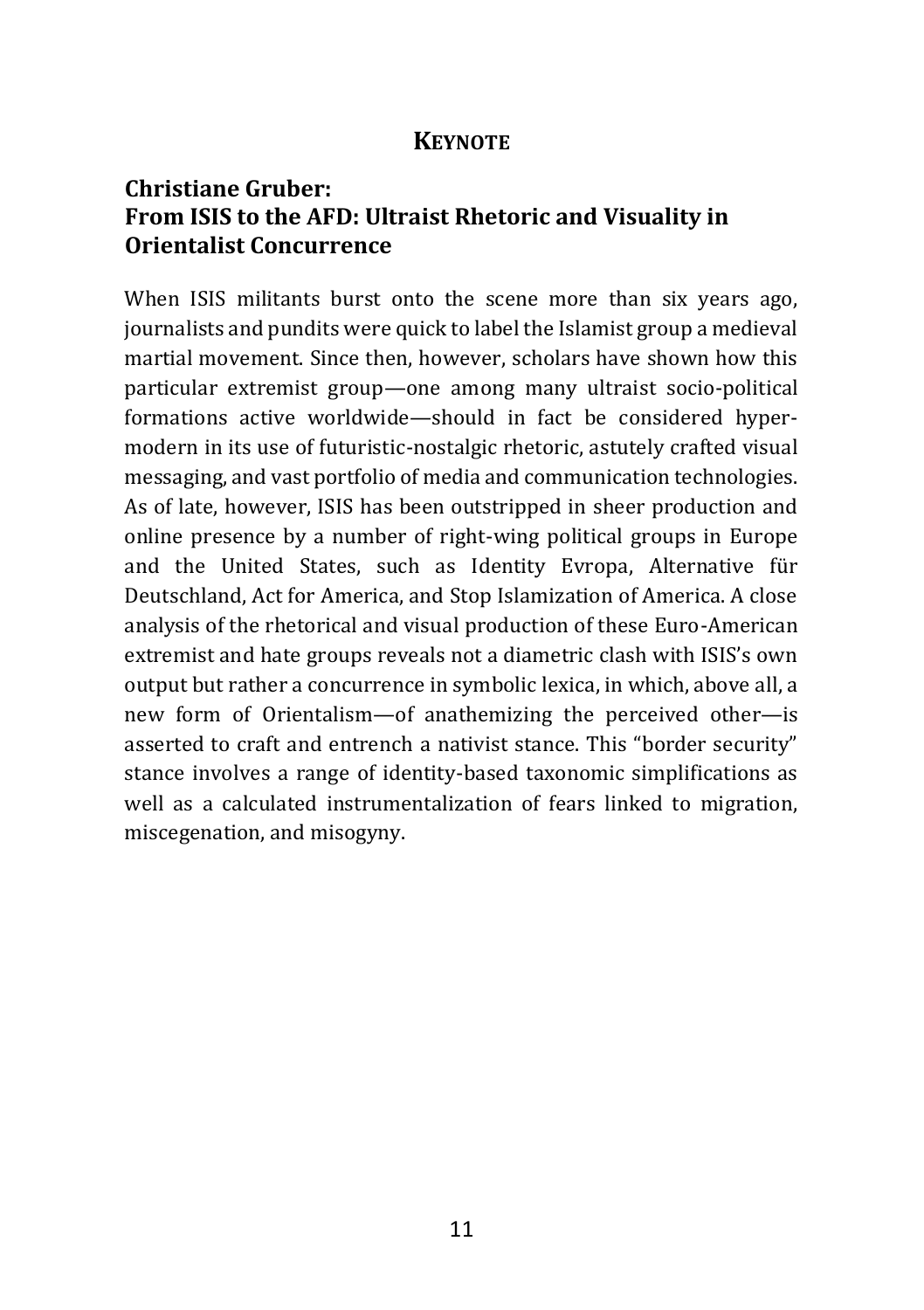## KEYNOTE

### Christiane Gruber:
### From ISIS to the AFD: Ultraist Rhetoric and Visuality in Orientalist Concurrence

When ISIS militants burst onto the scene more than six years ago, journalists and pundits were quick to label the Islamist group a medieval martial movement. Since then, however, scholars have shown how this particular extremist group—one among many ultraist socio-political formations active worldwide—should in fact be considered hyper-modern in its use of futuristic-nostalgic rhetoric, astutely crafted visual messaging, and vast portfolio of media and communication technologies. As of late, however, ISIS has been outstripped in sheer production and online presence by a number of right-wing political groups in Europe and the United States, such as Identity Evropa, Alternative für Deutschland, Act for America, and Stop Islamization of America. A close analysis of the rhetorical and visual production of these Euro-American extremist and hate groups reveals not a diametric clash with ISIS's own output but rather a concurrence in symbolic lexica, in which, above all, a new form of Orientalism—of anathemizing the perceived other—is asserted to craft and entrench a nativist stance. This "border security" stance involves a range of identity-based taxonomic simplifications as well as a calculated instrumentalization of fears linked to migration, miscegenation, and misogyny.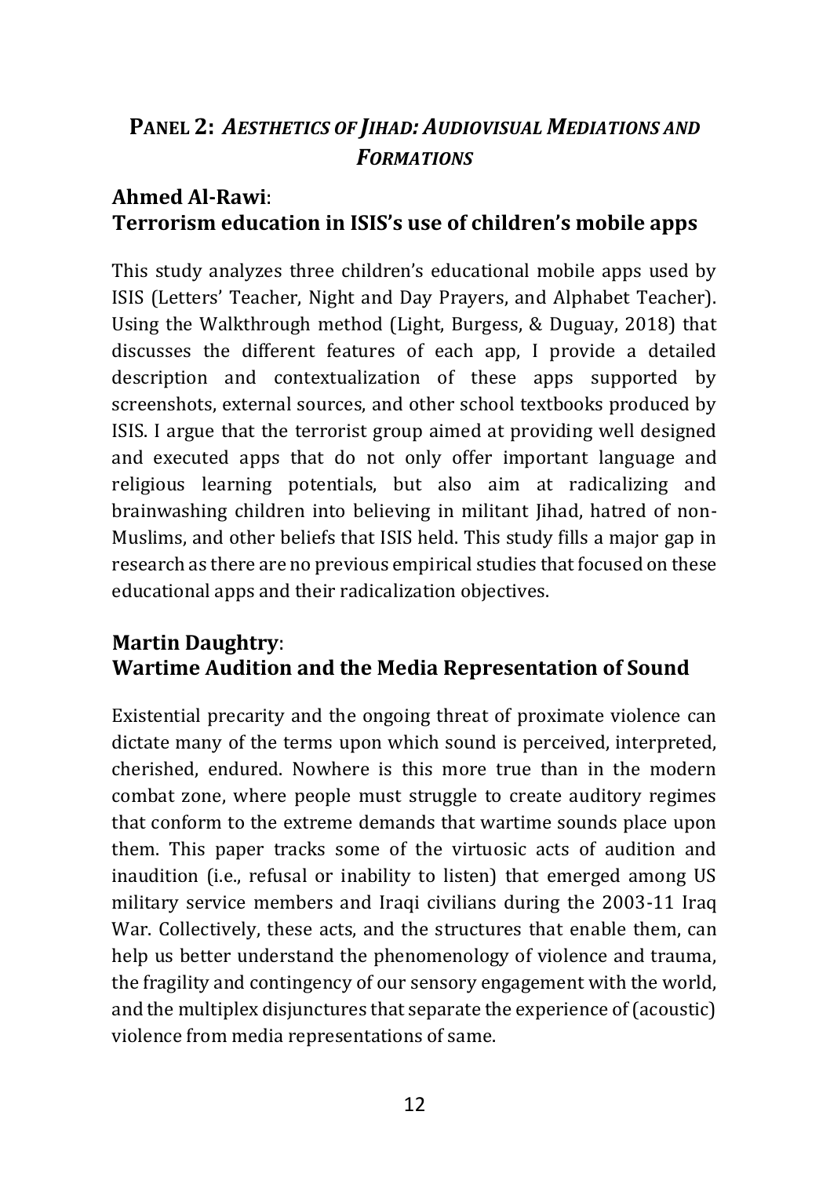## **Panel 2:** ***Aesthetics of Jihad: Audiovisual Mediations and Formations***

### **Ahmed Al-Rawi**: **Terrorism education in ISIS's use of children's mobile apps**

This study analyzes three children's educational mobile apps used by ISIS (Letters' Teacher, Night and Day Prayers, and Alphabet Teacher). Using the Walkthrough method (Light, Burgess, & Duguay, 2018) that discusses the different features of each app, I provide a detailed description and contextualization of these apps supported by screenshots, external sources, and other school textbooks produced by ISIS. I argue that the terrorist group aimed at providing well designed and executed apps that do not only offer important language and religious learning potentials, but also aim at radicalizing and brainwashing children into believing in militant Jihad, hatred of non-Muslims, and other beliefs that ISIS held. This study fills a major gap in research as there are no previous empirical studies that focused on these educational apps and their radicalization objectives.

### **Martin Daughtry**: **Wartime Audition and the Media Representation of Sound**

Existential precarity and the ongoing threat of proximate violence can dictate many of the terms upon which sound is perceived, interpreted, cherished, endured. Nowhere is this more true than in the modern combat zone, where people must struggle to create auditory regimes that conform to the extreme demands that wartime sounds place upon them. This paper tracks some of the virtuosic acts of audition and inaudition (i.e., refusal or inability to listen) that emerged among US military service members and Iraqi civilians during the 2003-11 Iraq War. Collectively, these acts, and the structures that enable them, can help us better understand the phenomenology of violence and trauma, the fragility and contingency of our sensory engagement with the world, and the multiplex disjunctures that separate the experience of (acoustic) violence from media representations of same.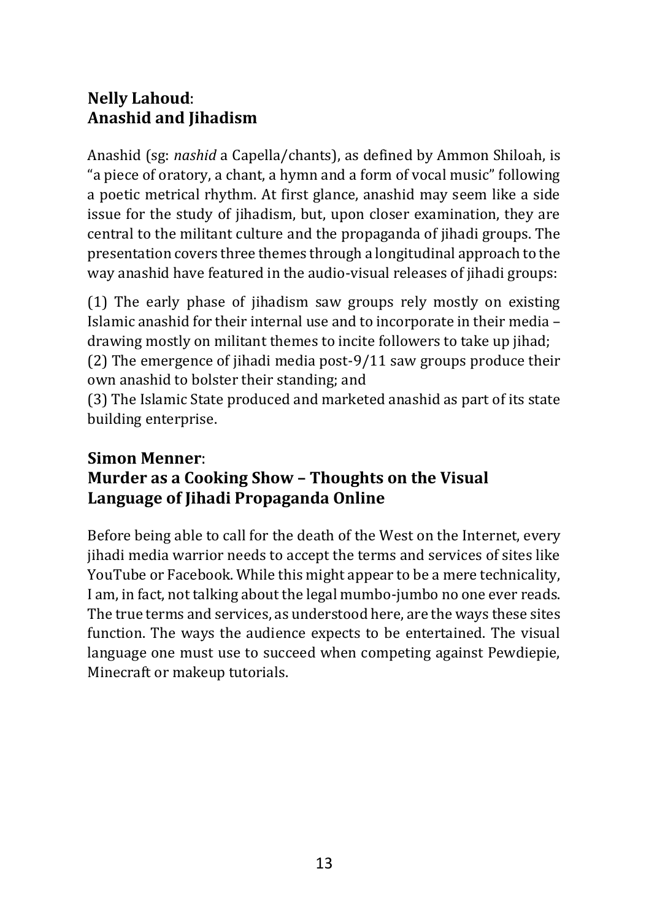## **Nelly Lahoud**: **Anashid and Jihadism**

Anashid (sg: *nashid* a Capella/chants), as defined by Ammon Shiloah, is "a piece of oratory, a chant, a hymn and a form of vocal music" following a poetic metrical rhythm. At first glance, anashid may seem like a side issue for the study of jihadism, but, upon closer examination, they are central to the militant culture and the propaganda of jihadi groups. The presentation covers three themes through a longitudinal approach to the way anashid have featured in the audio-visual releases of jihadi groups:

(1) The early phase of jihadism saw groups rely mostly on existing Islamic anashid for their internal use and to incorporate in their media – drawing mostly on militant themes to incite followers to take up jihad;
(2) The emergence of jihadi media post-9/11 saw groups produce their own anashid to bolster their standing; and
(3) The Islamic State produced and marketed anashid as part of its state building enterprise.

## **Simon Menner**: **Murder as a Cooking Show – Thoughts on the Visual Language of Jihadi Propaganda Online**

Before being able to call for the death of the West on the Internet, every jihadi media warrior needs to accept the terms and services of sites like YouTube or Facebook. While this might appear to be a mere technicality, I am, in fact, not talking about the legal mumbo-jumbo no one ever reads. The true terms and services, as understood here, are the ways these sites function. The ways the audience expects to be entertained. The visual language one must use to succeed when competing against Pewdiepie, Minecraft or makeup tutorials.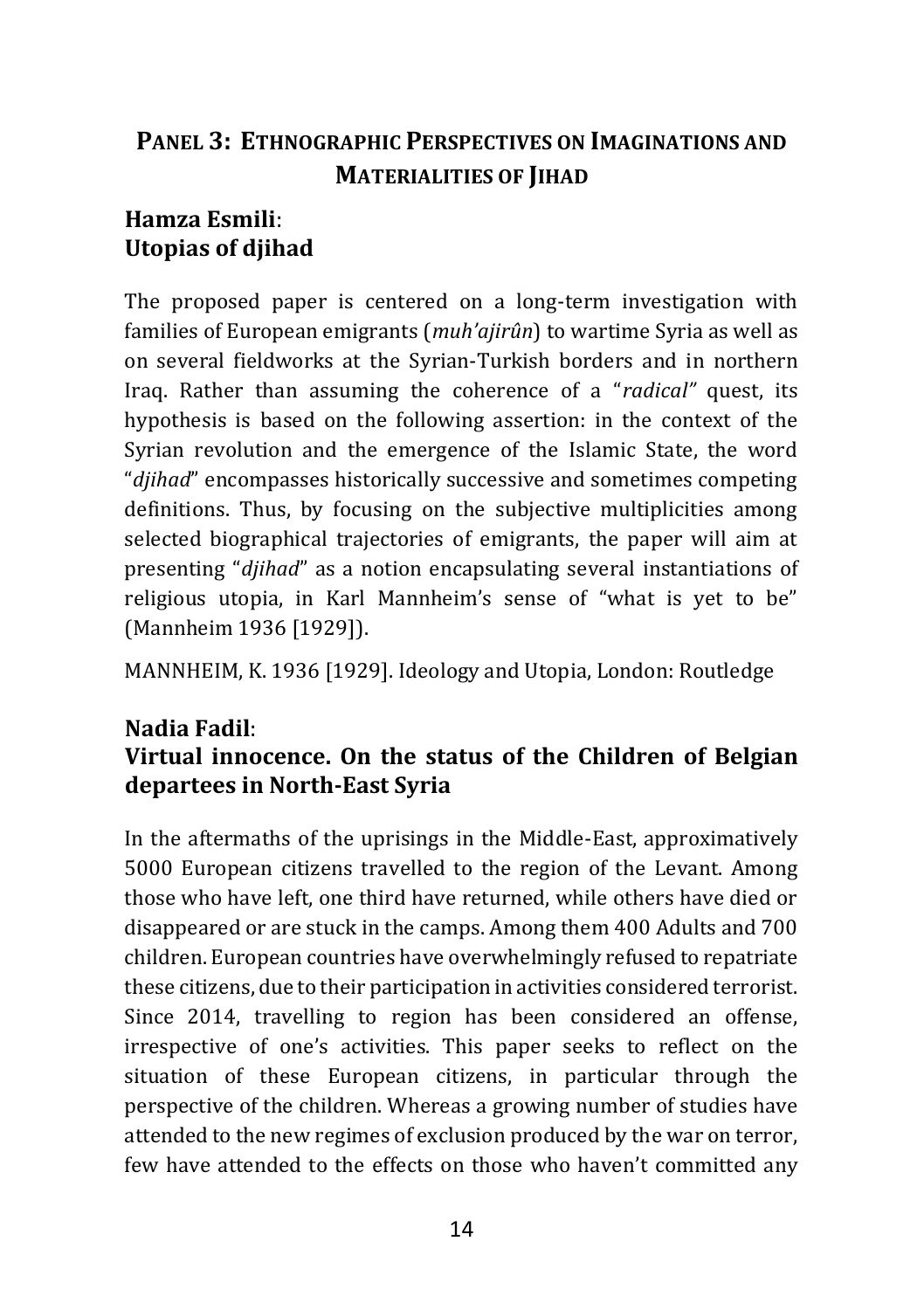## Panel 3: Ethnographic Perspectives on Imaginations and Materialities of Jihad

### Hamza Esmili: Utopias of djihad

The proposed paper is centered on a long-term investigation with families of European emigrants (*muh'ajirûn*) to wartime Syria as well as on several fieldworks at the Syrian-Turkish borders and in northern Iraq. Rather than assuming the coherence of a "*radical*" quest, its hypothesis is based on the following assertion: in the context of the Syrian revolution and the emergence of the Islamic State, the word "*djihad*" encompasses historically successive and sometimes competing definitions. Thus, by focusing on the subjective multiplicities among selected biographical trajectories of emigrants, the paper will aim at presenting "*djihad*" as a notion encapsulating several instantiations of religious utopia, in Karl Mannheim's sense of "what is yet to be" (Mannheim 1936 [1929]).

MANNHEIM, K. 1936 [1929]. Ideology and Utopia, London: Routledge

### Nadia Fadil: Virtual innocence. On the status of the Children of Belgian departees in North-East Syria

In the aftermaths of the uprisings in the Middle-East, approximatively 5000 European citizens travelled to the region of the Levant. Among those who have left, one third have returned, while others have died or disappeared or are stuck in the camps. Among them 400 Adults and 700 children. European countries have overwhelmingly refused to repatriate these citizens, due to their participation in activities considered terrorist. Since 2014, travelling to region has been considered an offense, irrespective of one's activities. This paper seeks to reflect on the situation of these European citizens, in particular through the perspective of the children. Whereas a growing number of studies have attended to the new regimes of exclusion produced by the war on terror, few have attended to the effects on those who haven't committed any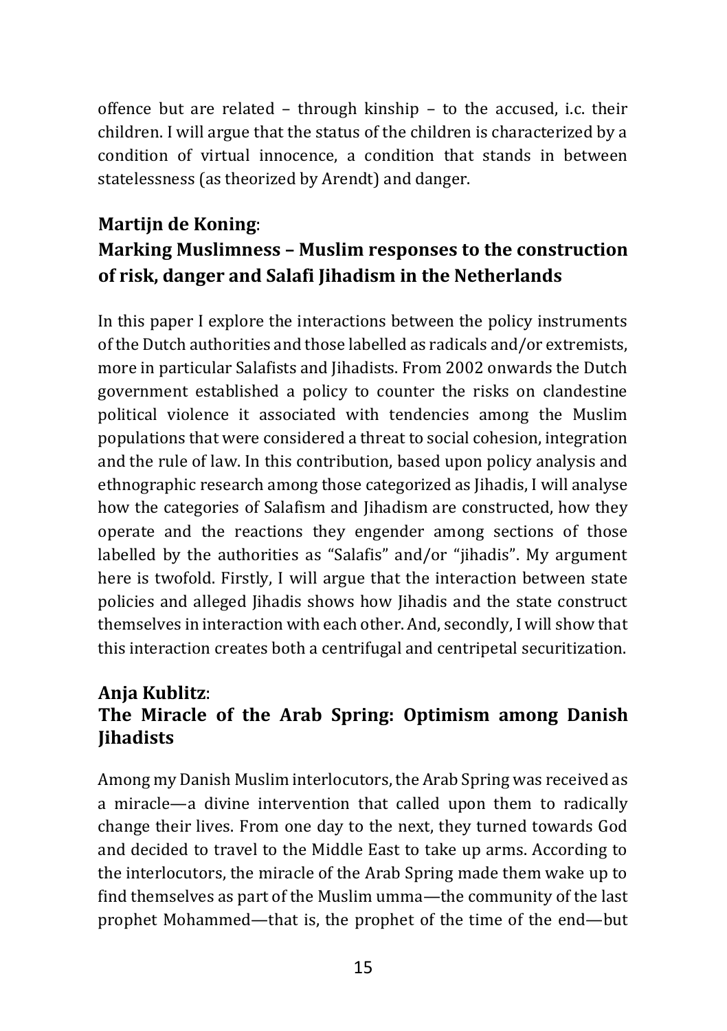offence but are related – through kinship – to the accused, i.c. their children. I will argue that the status of the children is characterized by a condition of virtual innocence, a condition that stands in between statelessness (as theorized by Arendt) and danger.

### **Martijn de Koning**: **Marking Muslimness – Muslim responses to the construction of risk, danger and Salafi Jihadism in the Netherlands**

In this paper I explore the interactions between the policy instruments of the Dutch authorities and those labelled as radicals and/or extremists, more in particular Salafists and Jihadists. From 2002 onwards the Dutch government established a policy to counter the risks on clandestine political violence it associated with tendencies among the Muslim populations that were considered a threat to social cohesion, integration and the rule of law. In this contribution, based upon policy analysis and ethnographic research among those categorized as Jihadis, I will analyse how the categories of Salafism and Jihadism are constructed, how they operate and the reactions they engender among sections of those labelled by the authorities as "Salafis" and/or "jihadis". My argument here is twofold. Firstly, I will argue that the interaction between state policies and alleged Jihadis shows how Jihadis and the state construct themselves in interaction with each other. And, secondly, I will show that this interaction creates both a centrifugal and centripetal securitization.

### **Anja Kublitz**: **The Miracle of the Arab Spring: Optimism among Danish Jihadists**

Among my Danish Muslim interlocutors, the Arab Spring was received as a miracle—a divine intervention that called upon them to radically change their lives. From one day to the next, they turned towards God and decided to travel to the Middle East to take up arms. According to the interlocutors, the miracle of the Arab Spring made them wake up to find themselves as part of the Muslim umma—the community of the last prophet Mohammed—that is, the prophet of the time of the end—but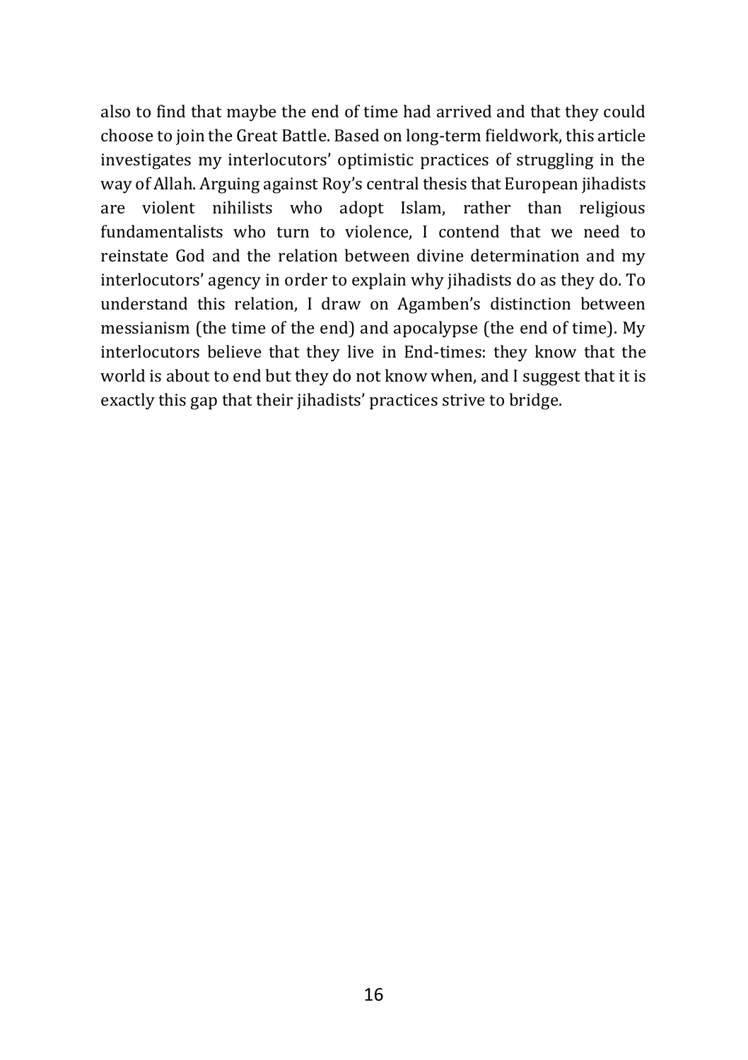also to find that maybe the end of time had arrived and that they could choose to join the Great Battle. Based on long-term fieldwork, this article investigates my interlocutors' optimistic practices of struggling in the way of Allah. Arguing against Roy's central thesis that European jihadists are violent nihilists who adopt Islam, rather than religious fundamentalists who turn to violence, I contend that we need to reinstate God and the relation between divine determination and my interlocutors' agency in order to explain why jihadists do as they do. To understand this relation, I draw on Agamben's distinction between messianism (the time of the end) and apocalypse (the end of time). My interlocutors believe that they live in End-times: they know that the world is about to end but they do not know when, and I suggest that it is exactly this gap that their jihadists' practices strive to bridge.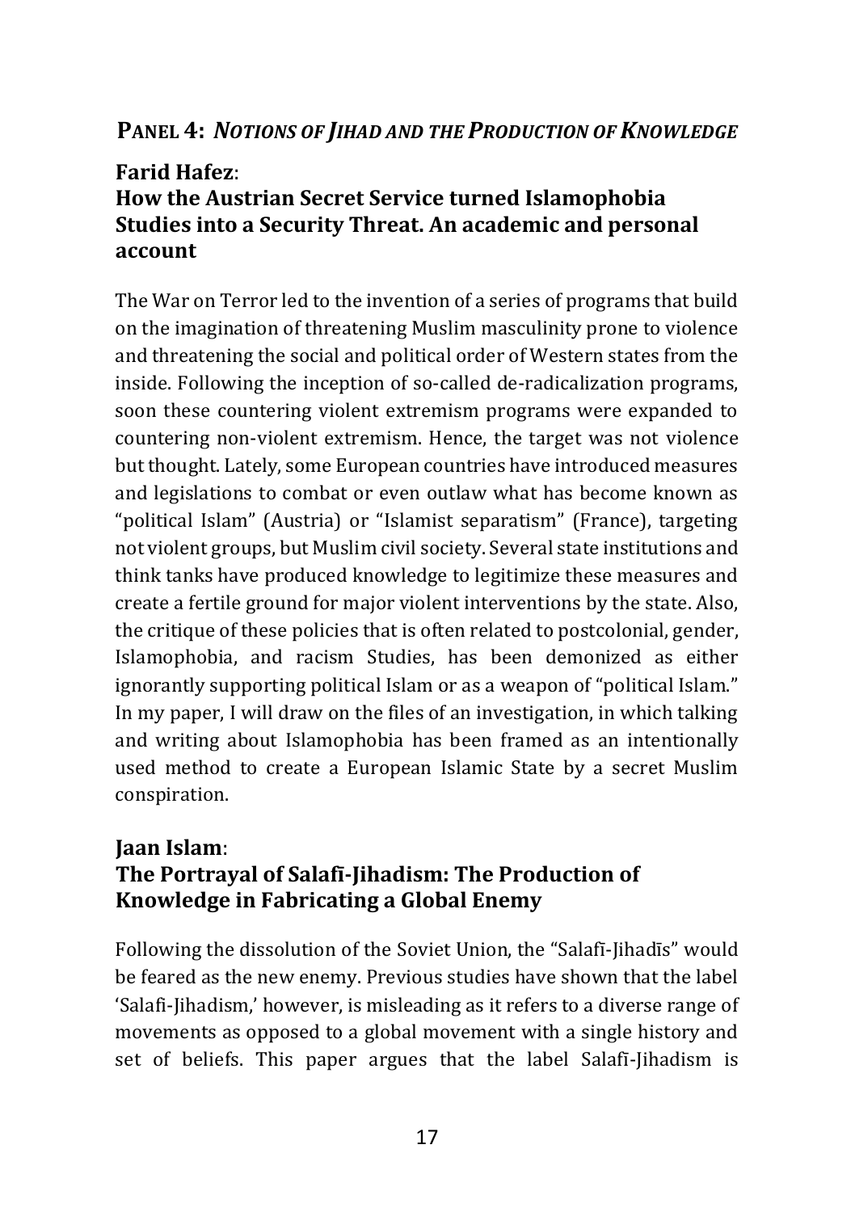## PANEL 4: *NOTIONS OF JIHAD AND THE PRODUCTION OF KNOWLEDGE*

### Farid Hafez: How the Austrian Secret Service turned Islamophobia Studies into a Security Threat. An academic and personal account

The War on Terror led to the invention of a series of programs that build on the imagination of threatening Muslim masculinity prone to violence and threatening the social and political order of Western states from the inside. Following the inception of so-called de-radicalization programs, soon these countering violent extremism programs were expanded to countering non-violent extremism. Hence, the target was not violence but thought. Lately, some European countries have introduced measures and legislations to combat or even outlaw what has become known as "political Islam" (Austria) or "Islamist separatism" (France), targeting not violent groups, but Muslim civil society. Several state institutions and think tanks have produced knowledge to legitimize these measures and create a fertile ground for major violent interventions by the state. Also, the critique of these policies that is often related to postcolonial, gender, Islamophobia, and racism Studies, has been demonized as either ignorantly supporting political Islam or as a weapon of "political Islam." In my paper, I will draw on the files of an investigation, in which talking and writing about Islamophobia has been framed as an intentionally used method to create a European Islamic State by a secret Muslim conspiration.

### Jaan Islam: The Portrayal of Salafī-Jihadism: The Production of Knowledge in Fabricating a Global Enemy

Following the dissolution of the Soviet Union, the "Salafī-Jihadīs" would be feared as the new enemy. Previous studies have shown that the label 'Salafi-Jihadism,' however, is misleading as it refers to a diverse range of movements as opposed to a global movement with a single history and set of beliefs. This paper argues that the label Salafī-Jihadism is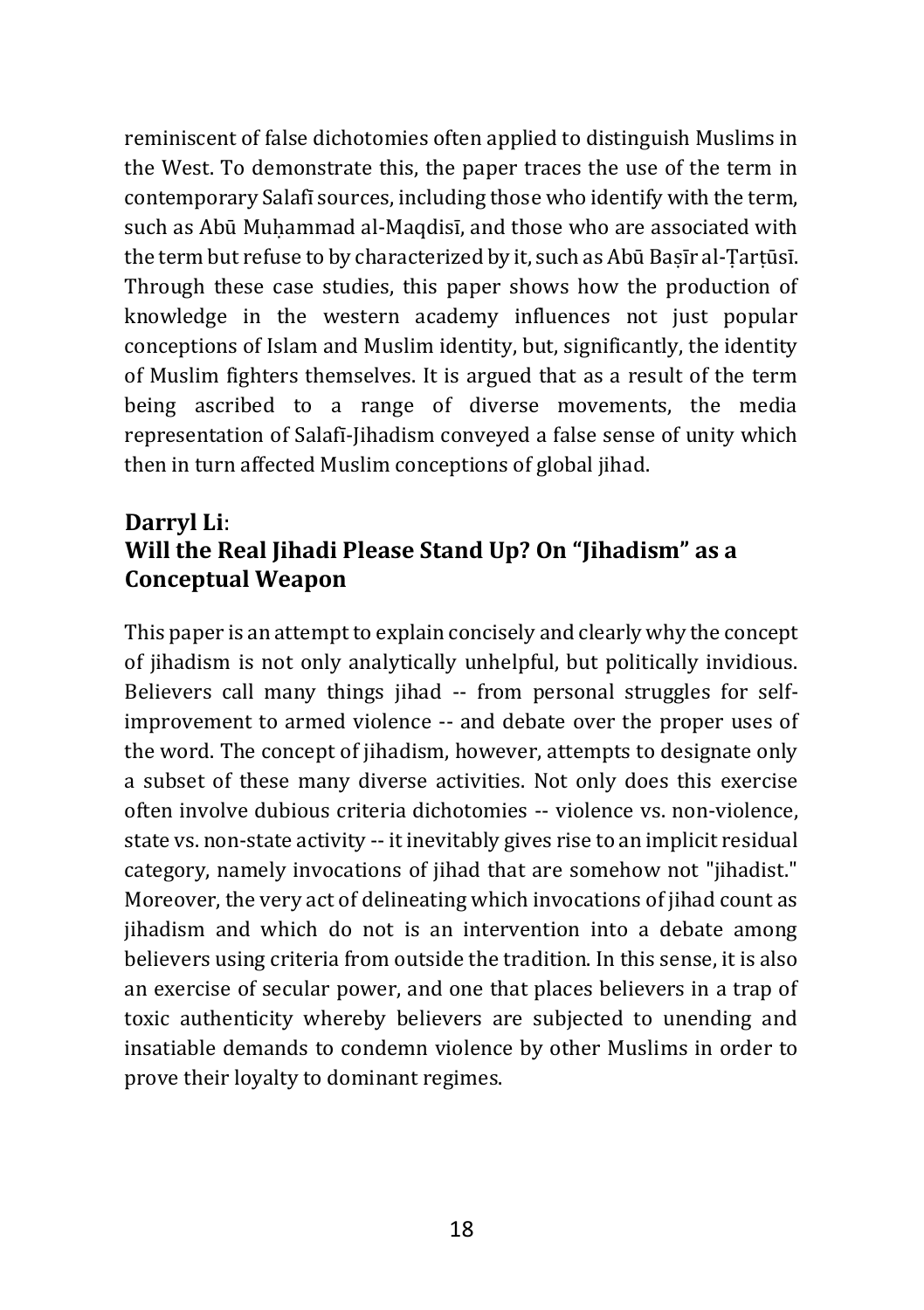reminiscent of false dichotomies often applied to distinguish Muslims in the West. To demonstrate this, the paper traces the use of the term in contemporary Salafī sources, including those who identify with the term, such as Abū Muḥammad al-Maqdisī, and those who are associated with the term but refuse to by characterized by it, such as Abū Baṣīr al-Ṭarṭūsī. Through these case studies, this paper shows how the production of knowledge in the western academy influences not just popular conceptions of Islam and Muslim identity, but, significantly, the identity of Muslim fighters themselves. It is argued that as a result of the term being ascribed to a range of diverse movements, the media representation of Salafī-Jihadism conveyed a false sense of unity which then in turn affected Muslim conceptions of global jihad.

### **Darryl Li**: Will the Real Jihadi Please Stand Up? On "Jihadism" as a Conceptual Weapon

This paper is an attempt to explain concisely and clearly why the concept of jihadism is not only analytically unhelpful, but politically invidious. Believers call many things jihad -- from personal struggles for self-improvement to armed violence -- and debate over the proper uses of the word. The concept of jihadism, however, attempts to designate only a subset of these many diverse activities. Not only does this exercise often involve dubious criteria dichotomies -- violence vs. non-violence, state vs. non-state activity -- it inevitably gives rise to an implicit residual category, namely invocations of jihad that are somehow not "jihadist." Moreover, the very act of delineating which invocations of jihad count as jihadism and which do not is an intervention into a debate among believers using criteria from outside the tradition. In this sense, it is also an exercise of secular power, and one that places believers in a trap of toxic authenticity whereby believers are subjected to unending and insatiable demands to condemn violence by other Muslims in order to prove their loyalty to dominant regimes.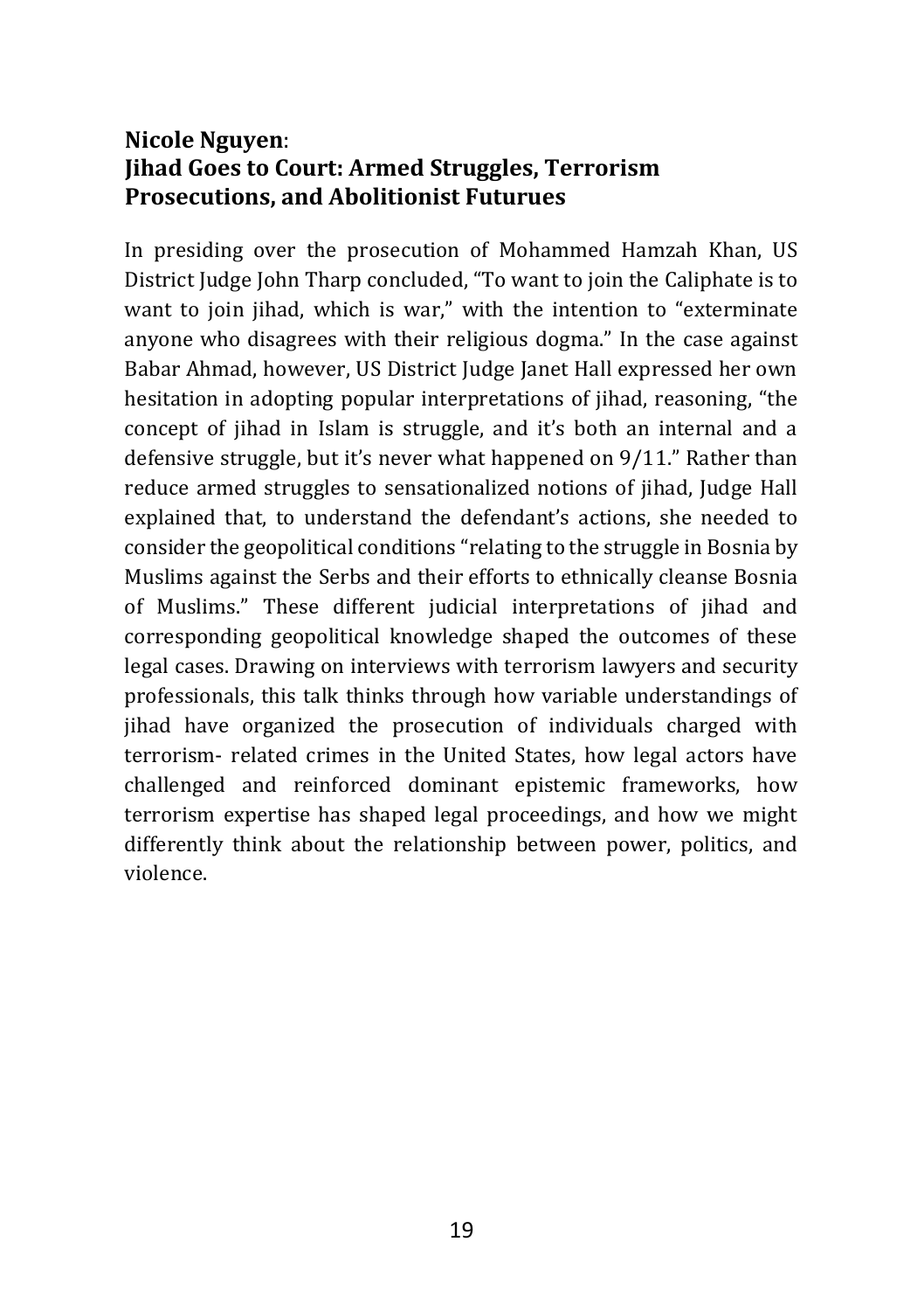### **Nicole Nguyen**:
### **Jihad Goes to Court: Armed Struggles, Terrorism Prosecutions, and Abolitionist Futurues**

In presiding over the prosecution of Mohammed Hamzah Khan, US District Judge John Tharp concluded, "To want to join the Caliphate is to want to join jihad, which is war," with the intention to "exterminate anyone who disagrees with their religious dogma." In the case against Babar Ahmad, however, US District Judge Janet Hall expressed her own hesitation in adopting popular interpretations of jihad, reasoning, "the concept of jihad in Islam is struggle, and it's both an internal and a defensive struggle, but it's never what happened on 9/11." Rather than reduce armed struggles to sensationalized notions of jihad, Judge Hall explained that, to understand the defendant's actions, she needed to consider the geopolitical conditions "relating to the struggle in Bosnia by Muslims against the Serbs and their efforts to ethnically cleanse Bosnia of Muslims." These different judicial interpretations of jihad and corresponding geopolitical knowledge shaped the outcomes of these legal cases. Drawing on interviews with terrorism lawyers and security professionals, this talk thinks through how variable understandings of jihad have organized the prosecution of individuals charged with terrorism- related crimes in the United States, how legal actors have challenged and reinforced dominant epistemic frameworks, how terrorism expertise has shaped legal proceedings, and how we might differently think about the relationship between power, politics, and violence.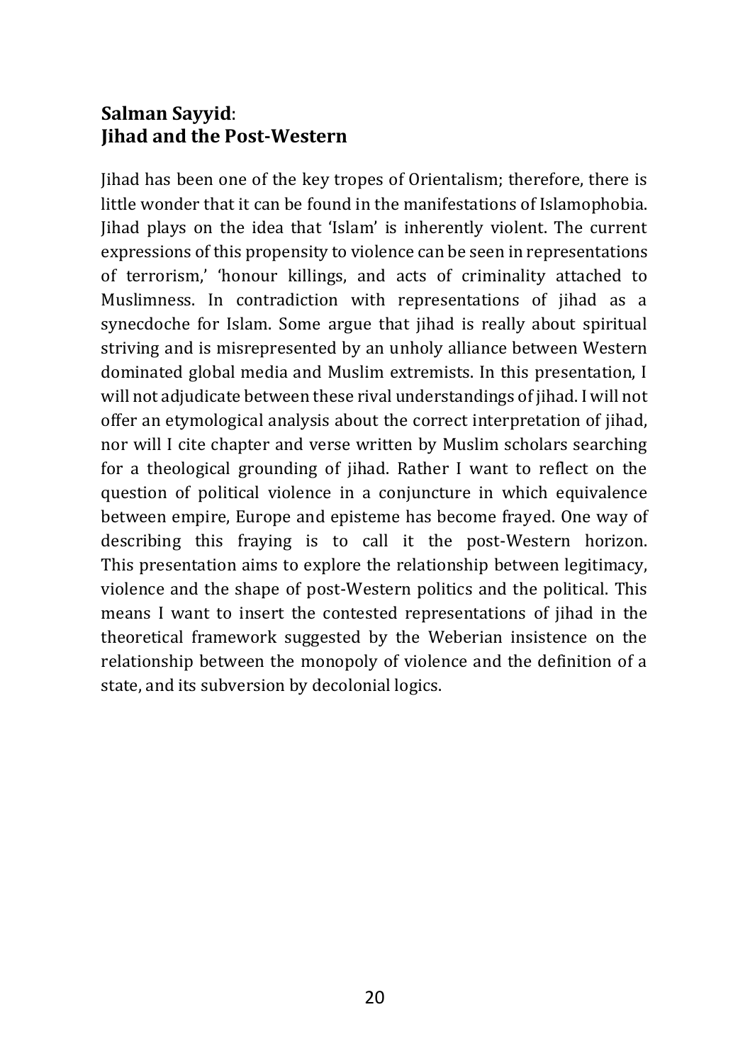**Salman Sayyid**:
**Jihad and the Post-Western**

Jihad has been one of the key tropes of Orientalism; therefore, there is little wonder that it can be found in the manifestations of Islamophobia. Jihad plays on the idea that 'Islam' is inherently violent. The current expressions of this propensity to violence can be seen in representations of terrorism,' 'honour killings, and acts of criminality attached to Muslimness. In contradiction with representations of jihad as a synecdoche for Islam. Some argue that jihad is really about spiritual striving and is misrepresented by an unholy alliance between Western dominated global media and Muslim extremists. In this presentation, I will not adjudicate between these rival understandings of jihad. I will not offer an etymological analysis about the correct interpretation of jihad, nor will I cite chapter and verse written by Muslim scholars searching for a theological grounding of jihad. Rather I want to reflect on the question of political violence in a conjuncture in which equivalence between empire, Europe and episteme has become frayed. One way of describing this fraying is to call it the post-Western horizon. This presentation aims to explore the relationship between legitimacy, violence and the shape of post-Western politics and the political. This means I want to insert the contested representations of jihad in the theoretical framework suggested by the Weberian insistence on the relationship between the monopoly of violence and the definition of a state, and its subversion by decolonial logics.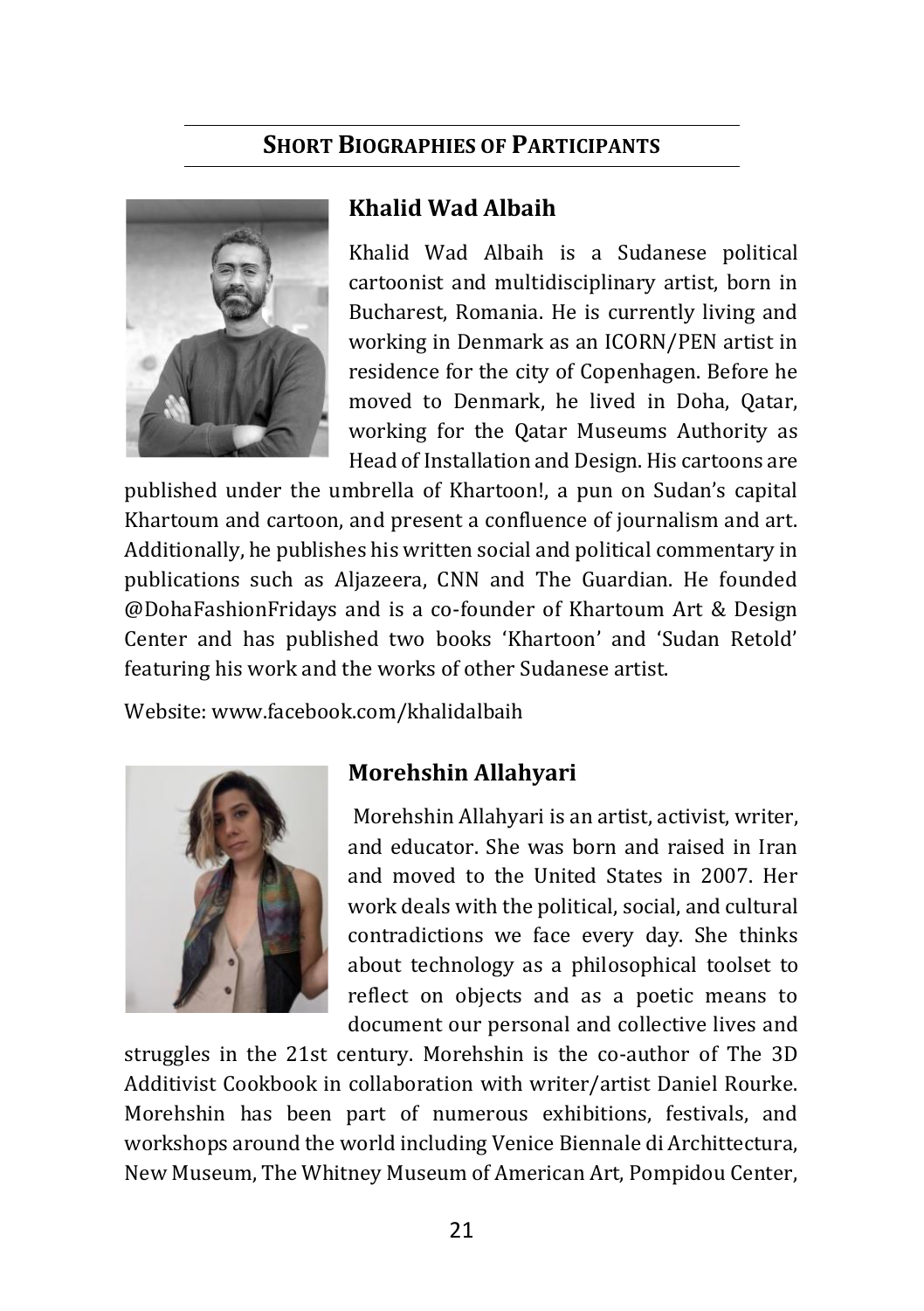## Short Biographies of Participants

### Khalid Wad Albaih

Khalid Wad Albaih is a Sudanese political cartoonist and multidisciplinary artist, born in Bucharest, Romania. He is currently living and working in Denmark as an ICORN/PEN artist in residence for the city of Copenhagen. Before he moved to Denmark, he lived in Doha, Qatar, working for the Qatar Museums Authority as Head of Installation and Design. His cartoons are published under the umbrella of Khartoon!, a pun on Sudan's capital Khartoum and cartoon, and present a confluence of journalism and art. Additionally, he publishes his written social and political commentary in publications such as Aljazeera, CNN and The Guardian. He founded @DohaFashionFridays and is a co-founder of Khartoum Art & Design Center and has published two books 'Khartoon' and 'Sudan Retold' featuring his work and the works of other Sudanese artist.

Website: www.facebook.com/khalidalbaih

### Morehshin Allahyari

Morehshin Allahyari is an artist, activist, writer, and educator. She was born and raised in Iran and moved to the United States in 2007. Her work deals with the political, social, and cultural contradictions we face every day. She thinks about technology as a philosophical toolset to reflect on objects and as a poetic means to document our personal and collective lives and struggles in the 21st century. Morehshin is the co-author of The 3D Additivist Cookbook in collaboration with writer/artist Daniel Rourke. Morehshin has been part of numerous exhibitions, festivals, and workshops around the world including Venice Biennale di Archittectura, New Museum, The Whitney Museum of American Art, Pompidou Center,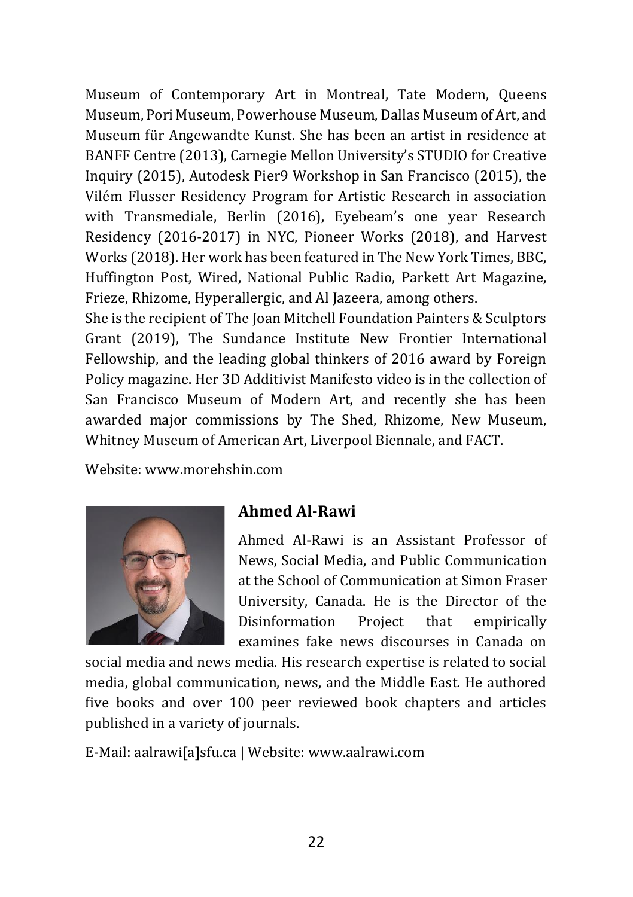Museum of Contemporary Art in Montreal, Tate Modern, Queens Museum, Pori Museum, Powerhouse Museum, Dallas Museum of Art, and Museum für Angewandte Kunst. She has been an artist in residence at BANFF Centre (2013), Carnegie Mellon University's STUDIO for Creative Inquiry (2015), Autodesk Pier9 Workshop in San Francisco (2015), the Vilém Flusser Residency Program for Artistic Research in association with Transmediale, Berlin (2016), Eyebeam's one year Research Residency (2016-2017) in NYC, Pioneer Works (2018), and Harvest Works (2018). Her work has been featured in The New York Times, BBC, Huffington Post, Wired, National Public Radio, Parkett Art Magazine, Frieze, Rhizome, Hyperallergic, and Al Jazeera, among others.
She is the recipient of The Joan Mitchell Foundation Painters & Sculptors Grant (2019), The Sundance Institute New Frontier International Fellowship, and the leading global thinkers of 2016 award by Foreign Policy magazine. Her 3D Additivist Manifesto video is in the collection of San Francisco Museum of Modern Art, and recently she has been awarded major commissions by The Shed, Rhizome, New Museum, Whitney Museum of American Art, Liverpool Biennale, and FACT.

Website: www.morehshin.com

## Ahmed Al-Rawi

Ahmed Al-Rawi is an Assistant Professor of News, Social Media, and Public Communication at the School of Communication at Simon Fraser University, Canada. He is the Director of the Disinformation Project that empirically examines fake news discourses in Canada on social media and news media. His research expertise is related to social media, global communication, news, and the Middle East. He authored five books and over 100 peer reviewed book chapters and articles published in a variety of journals.

E-Mail: aalrawi[a]sfu.ca | Website: www.aalrawi.com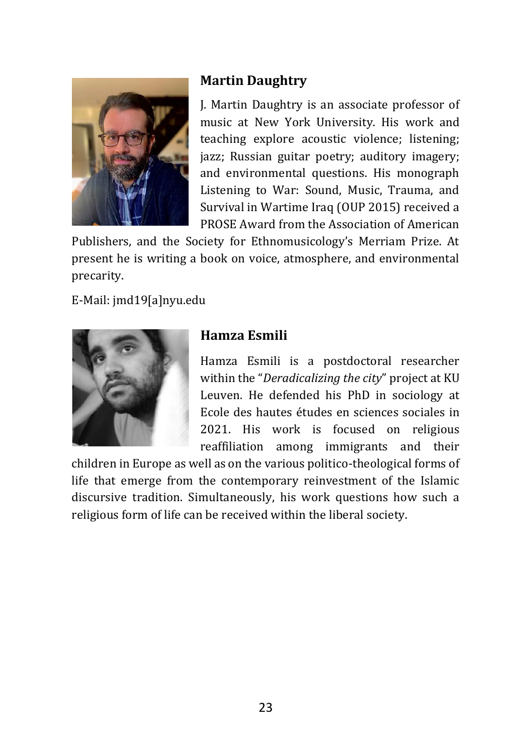## Martin Daughtry

J. Martin Daughtry is an associate professor of music at New York University. His work and teaching explore acoustic violence; listening; jazz; Russian guitar poetry; auditory imagery; and environmental questions. His monograph Listening to War: Sound, Music, Trauma, and Survival in Wartime Iraq (OUP 2015) received a PROSE Award from the Association of American Publishers, and the Society for Ethnomusicology's Merriam Prize. At present he is writing a book on voice, atmosphere, and environmental precarity.

E-Mail: jmd19[a]nyu.edu

## Hamza Esmili

Hamza Esmili is a postdoctoral researcher within the "*Deradicalizing the city*" project at KU Leuven. He defended his PhD in sociology at Ecole des hautes études en sciences sociales in 2021. His work is focused on religious reaffiliation among immigrants and their children in Europe as well as on the various politico-theological forms of life that emerge from the contemporary reinvestment of the Islamic discursive tradition. Simultaneously, his work questions how such a religious form of life can be received within the liberal society.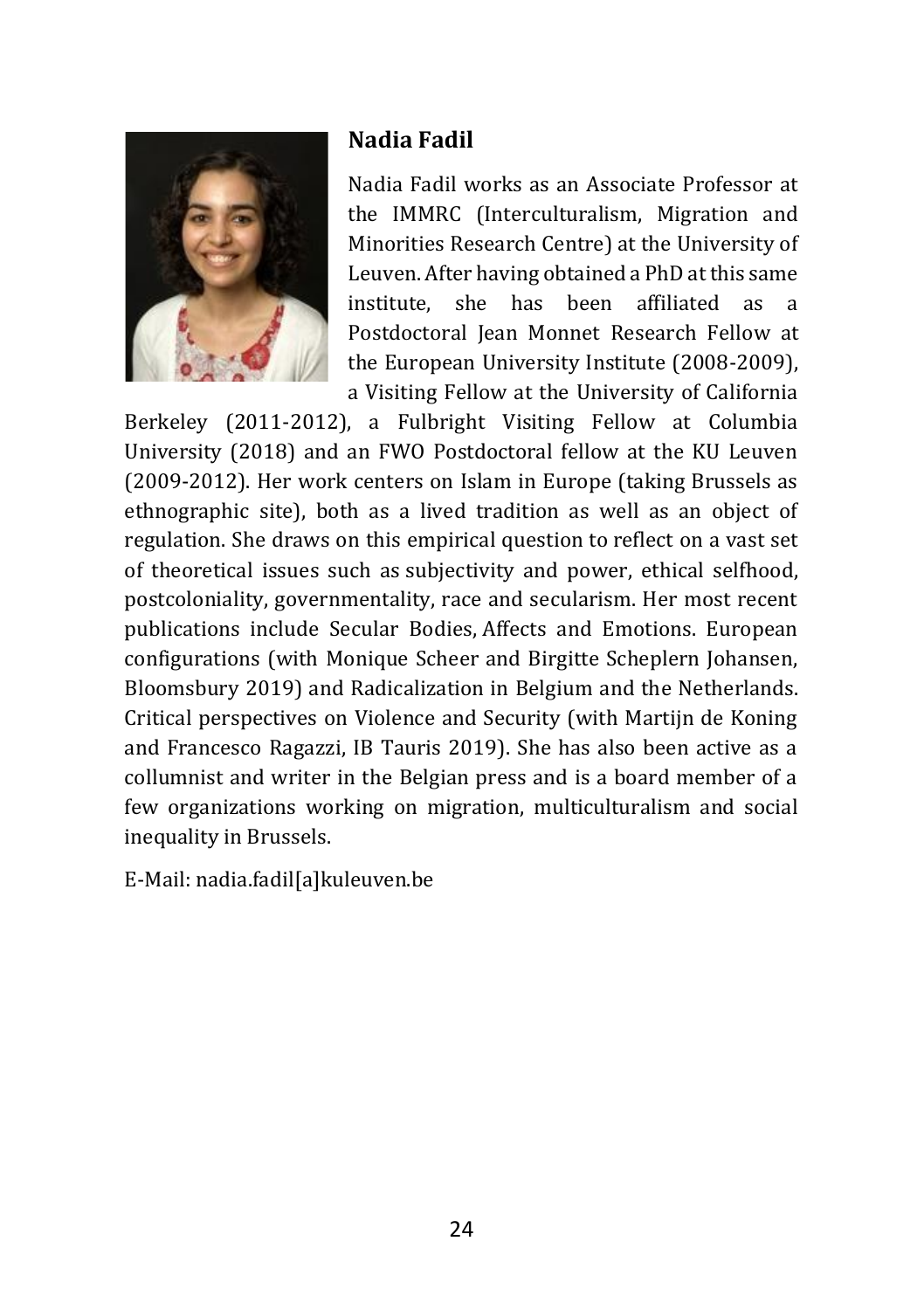## Nadia Fadil

Nadia Fadil works as an Associate Professor at the IMMRC (Interculturalism, Migration and Minorities Research Centre) at the University of Leuven. After having obtained a PhD at this same institute, she has been affiliated as a Postdoctoral Jean Monnet Research Fellow at the European University Institute (2008-2009), a Visiting Fellow at the University of California Berkeley (2011-2012), a Fulbright Visiting Fellow at Columbia University (2018) and an FWO Postdoctoral fellow at the KU Leuven (2009-2012). Her work centers on Islam in Europe (taking Brussels as ethnographic site), both as a lived tradition as well as an object of regulation. She draws on this empirical question to reflect on a vast set of theoretical issues such as subjectivity and power, ethical selfhood, postcoloniality, governmentality, race and secularism. Her most recent publications include Secular Bodies, Affects and Emotions. European configurations (with Monique Scheer and Birgitte Scheplern Johansen, Bloomsbury 2019) and Radicalization in Belgium and the Netherlands. Critical perspectives on Violence and Security (with Martijn de Koning and Francesco Ragazzi, IB Tauris 2019). She has also been active as a collumnist and writer in the Belgian press and is a board member of a few organizations working on migration, multiculturalism and social inequality in Brussels.

E-Mail: nadia.fadil[a]kuleuven.be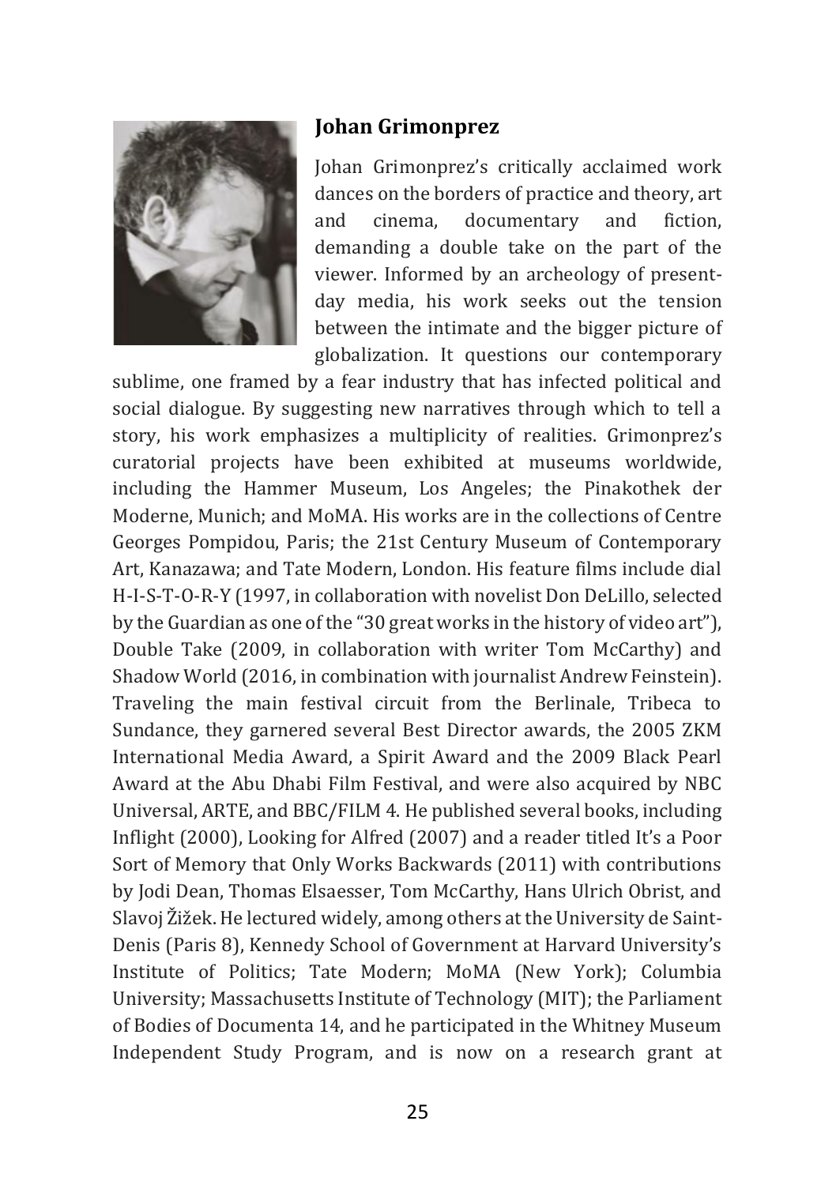## Johan Grimonprez

Johan Grimonprez's critically acclaimed work dances on the borders of practice and theory, art and cinema, documentary and fiction, demanding a double take on the part of the viewer. Informed by an archeology of present-day media, his work seeks out the tension between the intimate and the bigger picture of globalization. It questions our contemporary sublime, one framed by a fear industry that has infected political and social dialogue. By suggesting new narratives through which to tell a story, his work emphasizes a multiplicity of realities. Grimonprez's curatorial projects have been exhibited at museums worldwide, including the Hammer Museum, Los Angeles; the Pinakothek der Moderne, Munich; and MoMA. His works are in the collections of Centre Georges Pompidou, Paris; the 21st Century Museum of Contemporary Art, Kanazawa; and Tate Modern, London. His feature films include dial H-I-S-T-O-R-Y (1997, in collaboration with novelist Don DeLillo, selected by the Guardian as one of the "30 great works in the history of video art"), Double Take (2009, in collaboration with writer Tom McCarthy) and Shadow World (2016, in combination with journalist Andrew Feinstein). Traveling the main festival circuit from the Berlinale, Tribeca to Sundance, they garnered several Best Director awards, the 2005 ZKM International Media Award, a Spirit Award and the 2009 Black Pearl Award at the Abu Dhabi Film Festival, and were also acquired by NBC Universal, ARTE, and BBC/FILM 4. He published several books, including Inflight (2000), Looking for Alfred (2007) and a reader titled It's a Poor Sort of Memory that Only Works Backwards (2011) with contributions by Jodi Dean, Thomas Elsaesser, Tom McCarthy, Hans Ulrich Obrist, and Slavoj Žižek. He lectured widely, among others at the University de Saint-Denis (Paris 8), Kennedy School of Government at Harvard University's Institute of Politics; Tate Modern; MoMA (New York); Columbia University; Massachusetts Institute of Technology (MIT); the Parliament of Bodies of Documenta 14, and he participated in the Whitney Museum Independent Study Program, and is now on a research grant at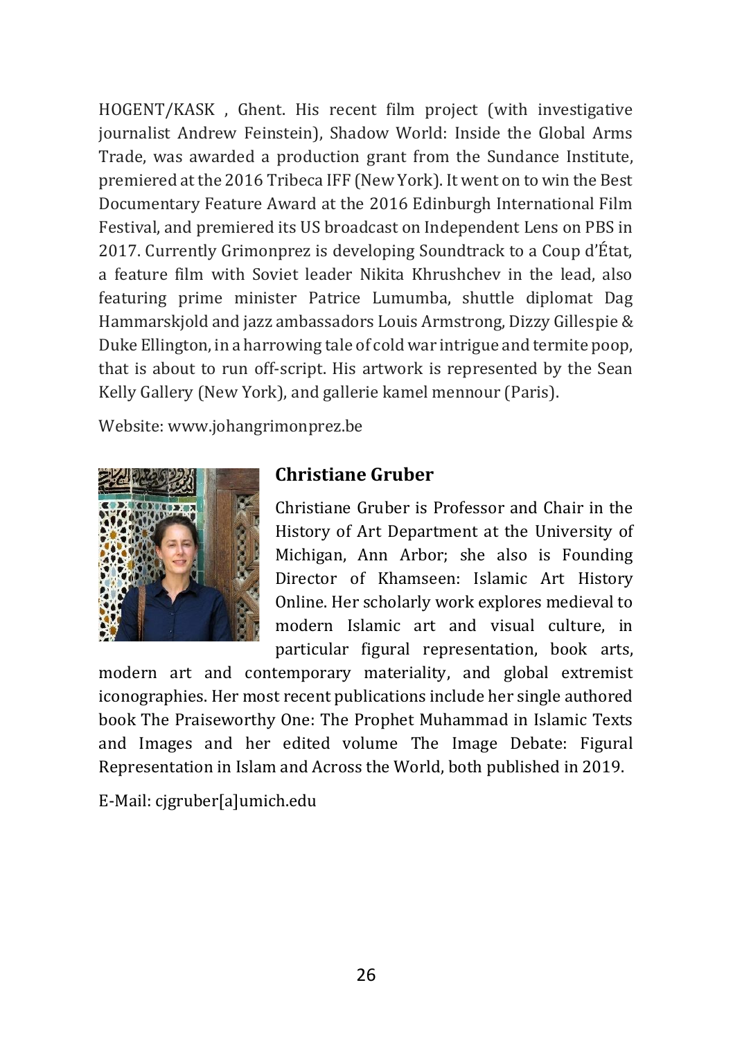HOGENT/KASK , Ghent. His recent film project (with investigative journalist Andrew Feinstein), Shadow World: Inside the Global Arms Trade, was awarded a production grant from the Sundance Institute, premiered at the 2016 Tribeca IFF (New York). It went on to win the Best Documentary Feature Award at the 2016 Edinburgh International Film Festival, and premiered its US broadcast on Independent Lens on PBS in 2017. Currently Grimonprez is developing Soundtrack to a Coup d'État, a feature film with Soviet leader Nikita Khrushchev in the lead, also featuring prime minister Patrice Lumumba, shuttle diplomat Dag Hammarskjold and jazz ambassadors Louis Armstrong, Dizzy Gillespie & Duke Ellington, in a harrowing tale of cold war intrigue and termite poop, that is about to run off-script. His artwork is represented by the Sean Kelly Gallery (New York), and gallerie kamel mennour (Paris).

Website: www.johangrimonprez.be

### Christiane Gruber

Christiane Gruber is Professor and Chair in the History of Art Department at the University of Michigan, Ann Arbor; she also is Founding Director of Khamseen: Islamic Art History Online. Her scholarly work explores medieval to modern Islamic art and visual culture, in particular figural representation, book arts, modern art and contemporary materiality, and global extremist iconographies. Her most recent publications include her single authored book The Praiseworthy One: The Prophet Muhammad in Islamic Texts and Images and her edited volume The Image Debate: Figural Representation in Islam and Across the World, both published in 2019.

E-Mail: cjgruber[a]umich.edu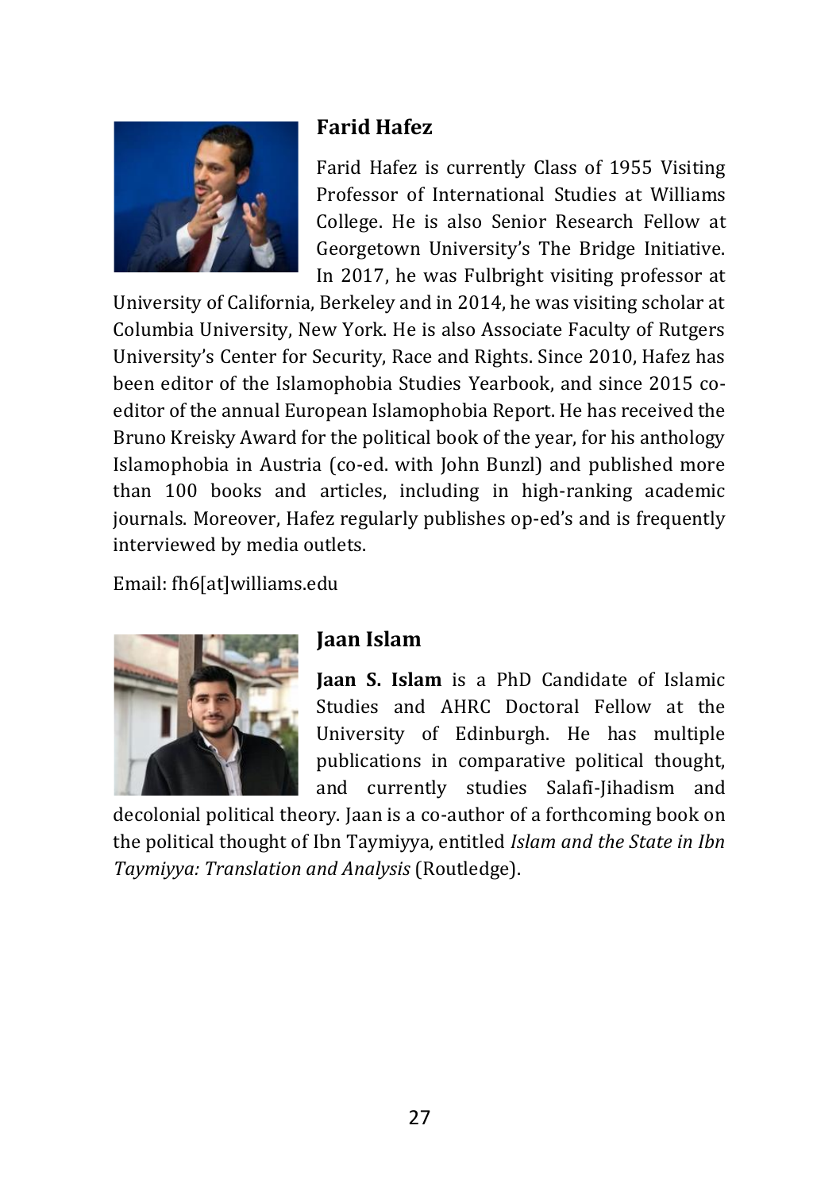## Farid Hafez

Farid Hafez is currently Class of 1955 Visiting Professor of International Studies at Williams College. He is also Senior Research Fellow at Georgetown University's The Bridge Initiative. In 2017, he was Fulbright visiting professor at University of California, Berkeley and in 2014, he was visiting scholar at Columbia University, New York. He is also Associate Faculty of Rutgers University's Center for Security, Race and Rights. Since 2010, Hafez has been editor of the Islamophobia Studies Yearbook, and since 2015 co-editor of the annual European Islamophobia Report. He has received the Bruno Kreisky Award for the political book of the year, for his anthology Islamophobia in Austria (co-ed. with John Bunzl) and published more than 100 books and articles, including in high-ranking academic journals. Moreover, Hafez regularly publishes op-ed's and is frequently interviewed by media outlets.

Email: fh6[at]williams.edu

## Jaan Islam

**Jaan S. Islam** is a PhD Candidate of Islamic Studies and AHRC Doctoral Fellow at the University of Edinburgh. He has multiple publications in comparative political thought, and currently studies Salafī-Jihadism and decolonial political theory. Jaan is a co-author of a forthcoming book on the political thought of Ibn Taymiyya, entitled *Islam and the State in Ibn Taymiyya: Translation and Analysis* (Routledge).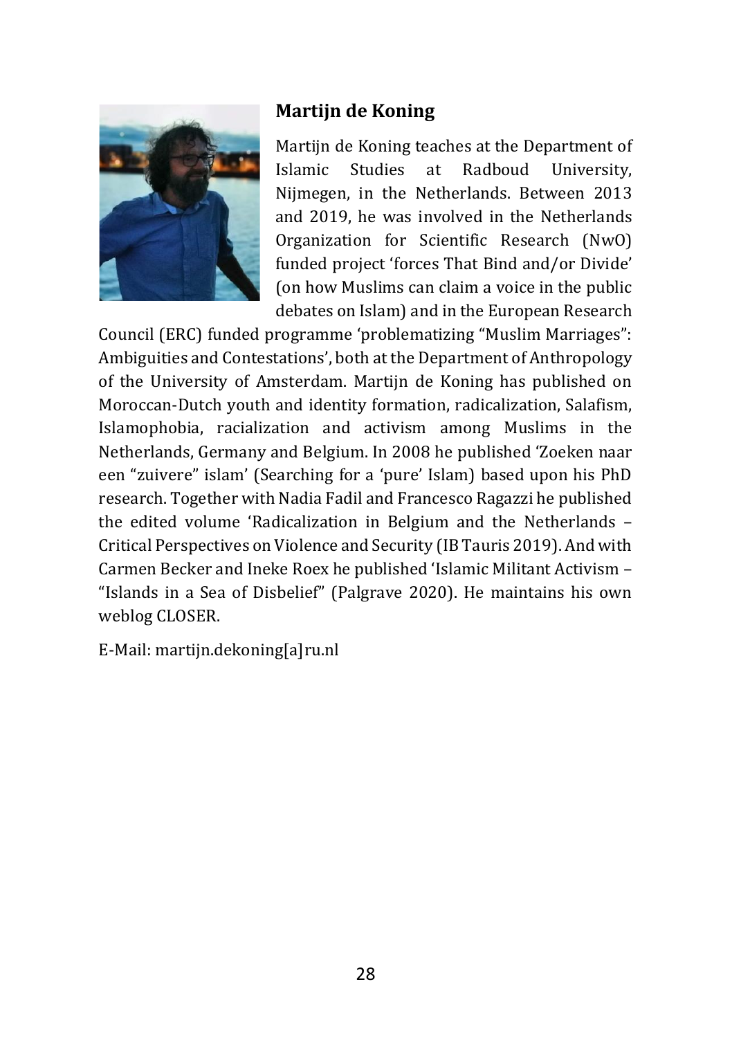## Martijn de Koning

Martijn de Koning teaches at the Department of Islamic Studies at Radboud University, Nijmegen, in the Netherlands. Between 2013 and 2019, he was involved in the Netherlands Organization for Scientific Research (NwO) funded project 'forces That Bind and/or Divide' (on how Muslims can claim a voice in the public debates on Islam) and in the European Research Council (ERC) funded programme 'problematizing "Muslim Marriages": Ambiguities and Contestations', both at the Department of Anthropology of the University of Amsterdam. Martijn de Koning has published on Moroccan-Dutch youth and identity formation, radicalization, Salafism, Islamophobia, racialization and activism among Muslims in the Netherlands, Germany and Belgium. In 2008 he published 'Zoeken naar een "zuivere" islam' (Searching for a 'pure' Islam) based upon his PhD research. Together with Nadia Fadil and Francesco Ragazzi he published the edited volume 'Radicalization in Belgium and the Netherlands – Critical Perspectives on Violence and Security (IB Tauris 2019). And with Carmen Becker and Ineke Roex he published 'Islamic Militant Activism – "Islands in a Sea of Disbelief" (Palgrave 2020). He maintains his own weblog CLOSER.

E-Mail: martijn.dekoning[a]ru.nl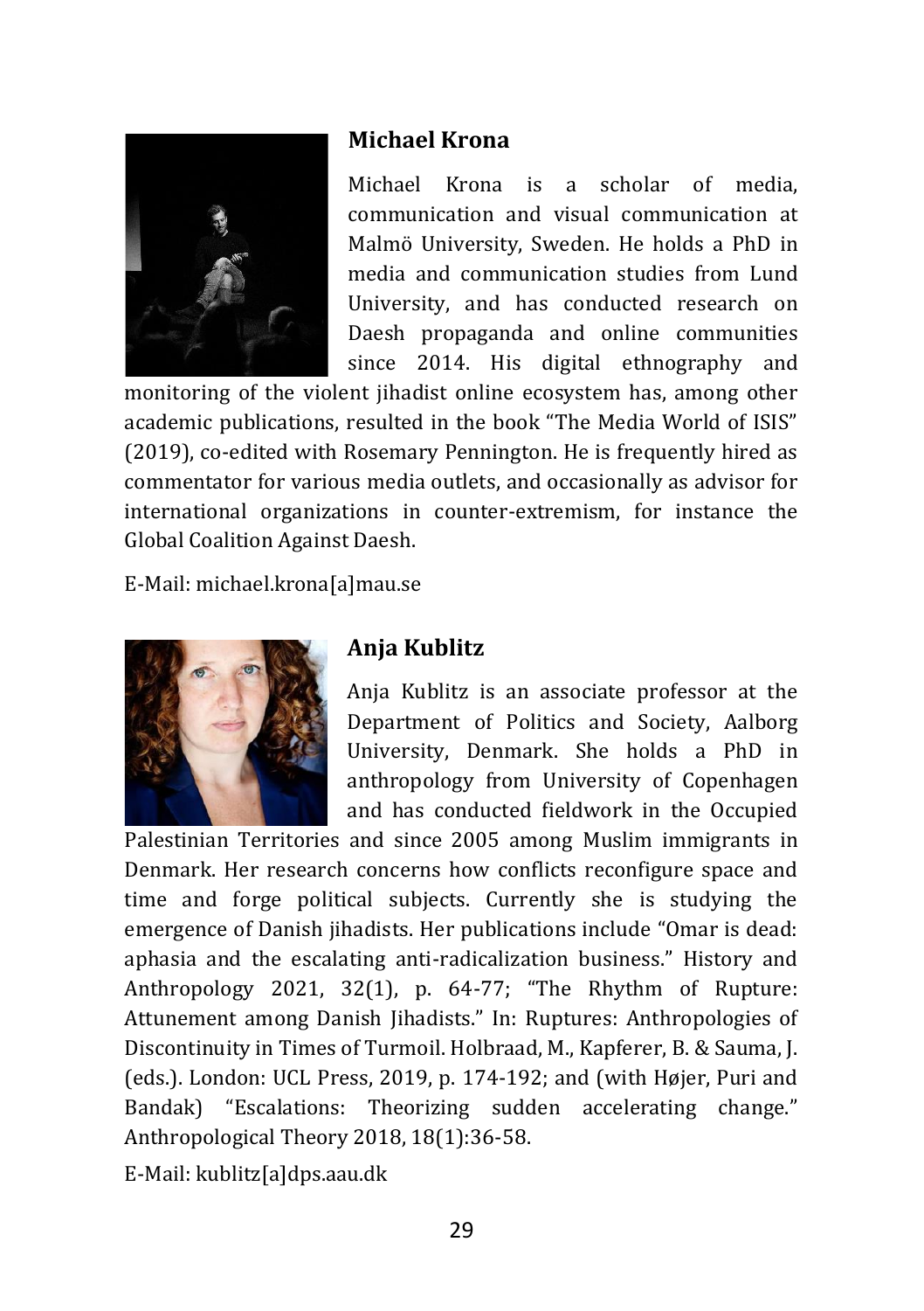### Michael Krona

Michael Krona is a scholar of media, communication and visual communication at Malmö University, Sweden. He holds a PhD in media and communication studies from Lund University, and has conducted research on Daesh propaganda and online communities since 2014. His digital ethnography and monitoring of the violent jihadist online ecosystem has, among other academic publications, resulted in the book "The Media World of ISIS" (2019), co-edited with Rosemary Pennington. He is frequently hired as commentator for various media outlets, and occasionally as advisor for international organizations in counter-extremism, for instance the Global Coalition Against Daesh.

E-Mail: michael.krona[a]mau.se

### Anja Kublitz

Anja Kublitz is an associate professor at the Department of Politics and Society, Aalborg University, Denmark. She holds a PhD in anthropology from University of Copenhagen and has conducted fieldwork in the Occupied Palestinian Territories and since 2005 among Muslim immigrants in Denmark. Her research concerns how conflicts reconfigure space and time and forge political subjects. Currently she is studying the emergence of Danish jihadists. Her publications include "Omar is dead: aphasia and the escalating anti-radicalization business." History and Anthropology 2021, 32(1), p. 64-77; "The Rhythm of Rupture: Attunement among Danish Jihadists." In: Ruptures: Anthropologies of Discontinuity in Times of Turmoil. Holbraad, M., Kapferer, B. & Sauma, J. (eds.). London: UCL Press, 2019, p. 174-192; and (with Højer, Puri and Bandak) "Escalations: Theorizing sudden accelerating change." Anthropological Theory 2018, 18(1):36-58.

E-Mail: kublitz[a]dps.aau.dk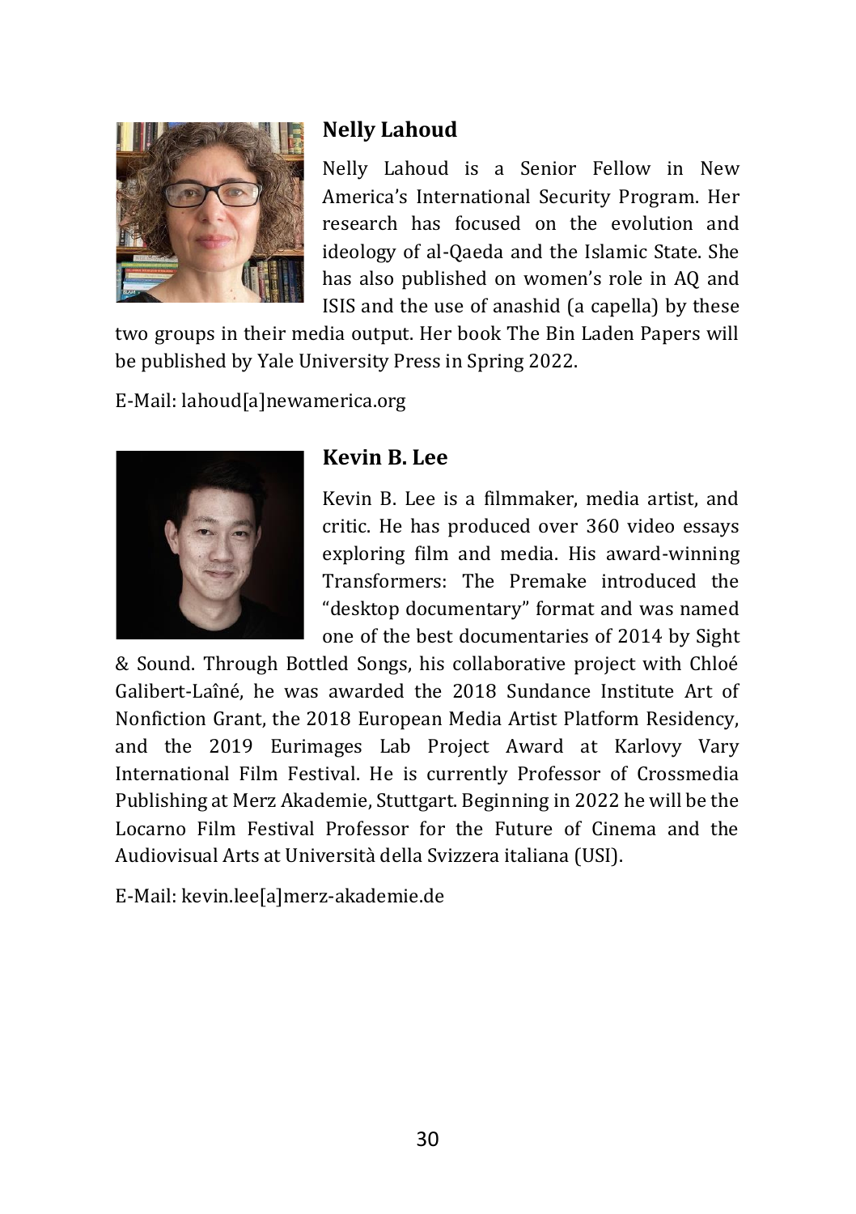### Nelly Lahoud

Nelly Lahoud is a Senior Fellow in New America's International Security Program. Her research has focused on the evolution and ideology of al-Qaeda and the Islamic State. She has also published on women's role in AQ and ISIS and the use of anashid (a capella) by these two groups in their media output. Her book The Bin Laden Papers will be published by Yale University Press in Spring 2022.

E-Mail: lahoud[a]newamerica.org

### Kevin B. Lee

Kevin B. Lee is a filmmaker, media artist, and critic. He has produced over 360 video essays exploring film and media. His award-winning Transformers: The Premake introduced the "desktop documentary" format and was named one of the best documentaries of 2014 by Sight & Sound. Through Bottled Songs, his collaborative project with Chloé Galibert-Laîné, he was awarded the 2018 Sundance Institute Art of Nonfiction Grant, the 2018 European Media Artist Platform Residency, and the 2019 Eurimages Lab Project Award at Karlovy Vary International Film Festival. He is currently Professor of Crossmedia Publishing at Merz Akademie, Stuttgart. Beginning in 2022 he will be the Locarno Film Festival Professor for the Future of Cinema and the Audiovisual Arts at Università della Svizzera italiana (USI).

E-Mail: kevin.lee[a]merz-akademie.de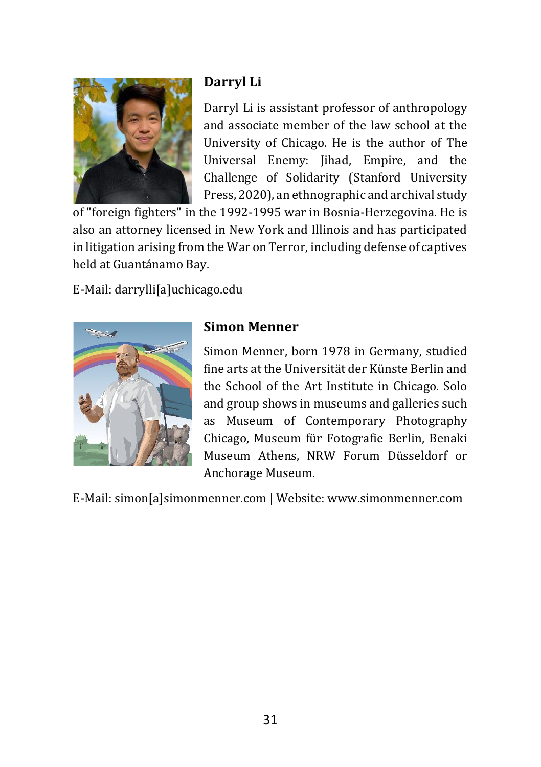## Darryl Li

Darryl Li is assistant professor of anthropology and associate member of the law school at the University of Chicago. He is the author of The Universal Enemy: Jihad, Empire, and the Challenge of Solidarity (Stanford University Press, 2020), an ethnographic and archival study of "foreign fighters" in the 1992-1995 war in Bosnia-Herzegovina. He is also an attorney licensed in New York and Illinois and has participated in litigation arising from the War on Terror, including defense of captives held at Guantánamo Bay.

E-Mail: darrylli[a]uchicago.edu

## Simon Menner

Simon Menner, born 1978 in Germany, studied fine arts at the Universität der Künste Berlin and the School of the Art Institute in Chicago. Solo and group shows in museums and galleries such as Museum of Contemporary Photography Chicago, Museum für Fotografie Berlin, Benaki Museum Athens, NRW Forum Düsseldorf or Anchorage Museum.

E-Mail: simon[a]simonmenner.com | Website: www.simonmenner.com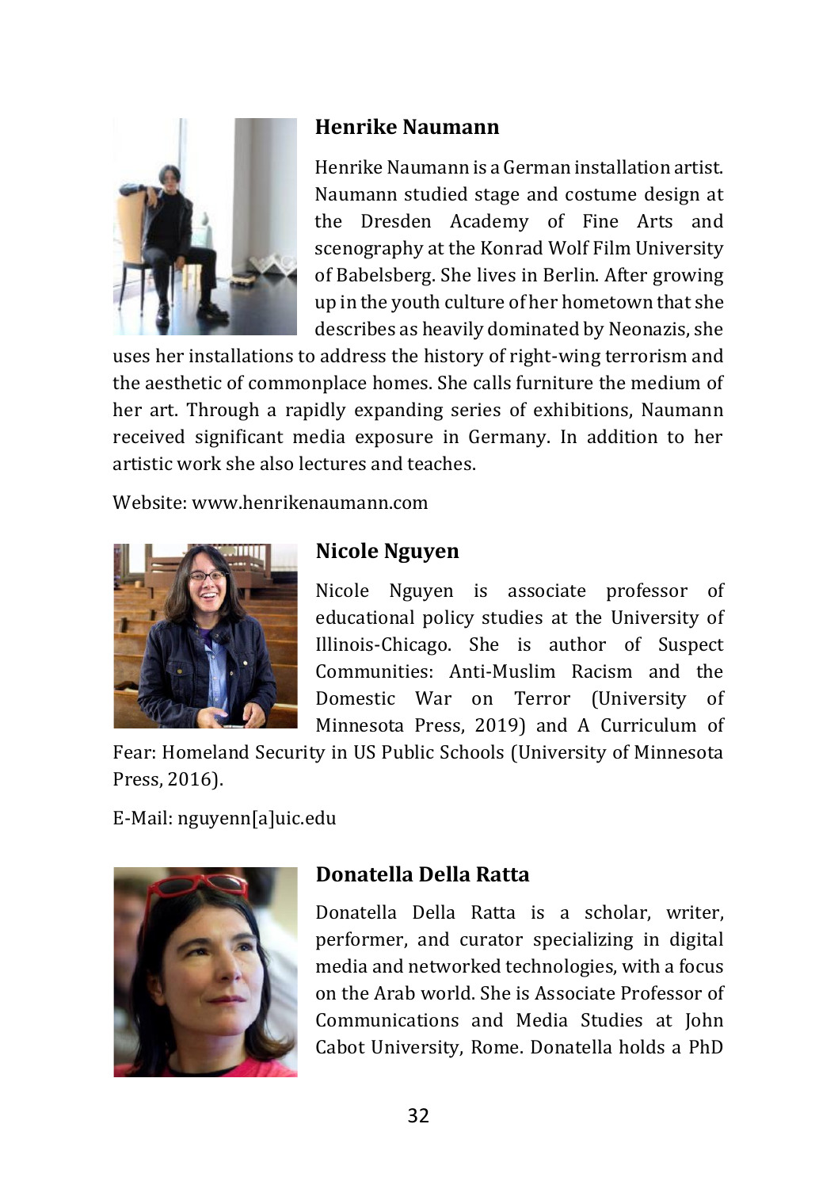### Henrike Naumann

Henrike Naumann is a German installation artist. Naumann studied stage and costume design at the Dresden Academy of Fine Arts and scenography at the Konrad Wolf Film University of Babelsberg. She lives in Berlin. After growing up in the youth culture of her hometown that she describes as heavily dominated by Neonazis, she uses her installations to address the history of right-wing terrorism and the aesthetic of commonplace homes. She calls furniture the medium of her art. Through a rapidly expanding series of exhibitions, Naumann received significant media exposure in Germany. In addition to her artistic work she also lectures and teaches.

Website: www.henrikenaumann.com

### Nicole Nguyen

Nicole Nguyen is associate professor of educational policy studies at the University of Illinois-Chicago. She is author of Suspect Communities: Anti-Muslim Racism and the Domestic War on Terror (University of Minnesota Press, 2019) and A Curriculum of Fear: Homeland Security in US Public Schools (University of Minnesota Press, 2016).

E-Mail: nguyenn[a]uic.edu

### Donatella Della Ratta

Donatella Della Ratta is a scholar, writer, performer, and curator specializing in digital media and networked technologies, with a focus on the Arab world. She is Associate Professor of Communications and Media Studies at John Cabot University, Rome. Donatella holds a PhD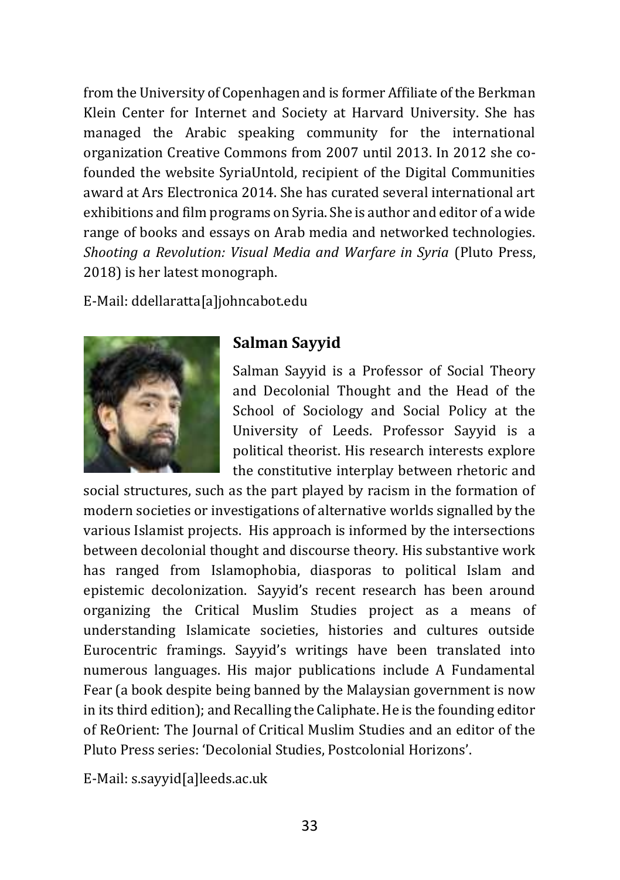from the University of Copenhagen and is former Affiliate of the Berkman Klein Center for Internet and Society at Harvard University. She has managed the Arabic speaking community for the international organization Creative Commons from 2007 until 2013. In 2012 she co-founded the website SyriaUntold, recipient of the Digital Communities award at Ars Electronica 2014. She has curated several international art exhibitions and film programs on Syria. She is author and editor of a wide range of books and essays on Arab media and networked technologies. *Shooting a Revolution: Visual Media and Warfare in Syria* (Pluto Press, 2018) is her latest monograph.

E-Mail: ddellaratta[a]johncabot.edu

### Salman Sayyid

Salman Sayyid is a Professor of Social Theory and Decolonial Thought and the Head of the School of Sociology and Social Policy at the University of Leeds. Professor Sayyid is a political theorist. His research interests explore the constitutive interplay between rhetoric and social structures, such as the part played by racism in the formation of modern societies or investigations of alternative worlds signalled by the various Islamist projects. His approach is informed by the intersections between decolonial thought and discourse theory. His substantive work has ranged from Islamophobia, diasporas to political Islam and epistemic decolonization. Sayyid's recent research has been around organizing the Critical Muslim Studies project as a means of understanding Islamicate societies, histories and cultures outside Eurocentric framings. Sayyid's writings have been translated into numerous languages. His major publications include A Fundamental Fear (a book despite being banned by the Malaysian government is now in its third edition); and Recalling the Caliphate. He is the founding editor of ReOrient: The Journal of Critical Muslim Studies and an editor of the Pluto Press series: 'Decolonial Studies, Postcolonial Horizons'.

E-Mail: s.sayyid[a]leeds.ac.uk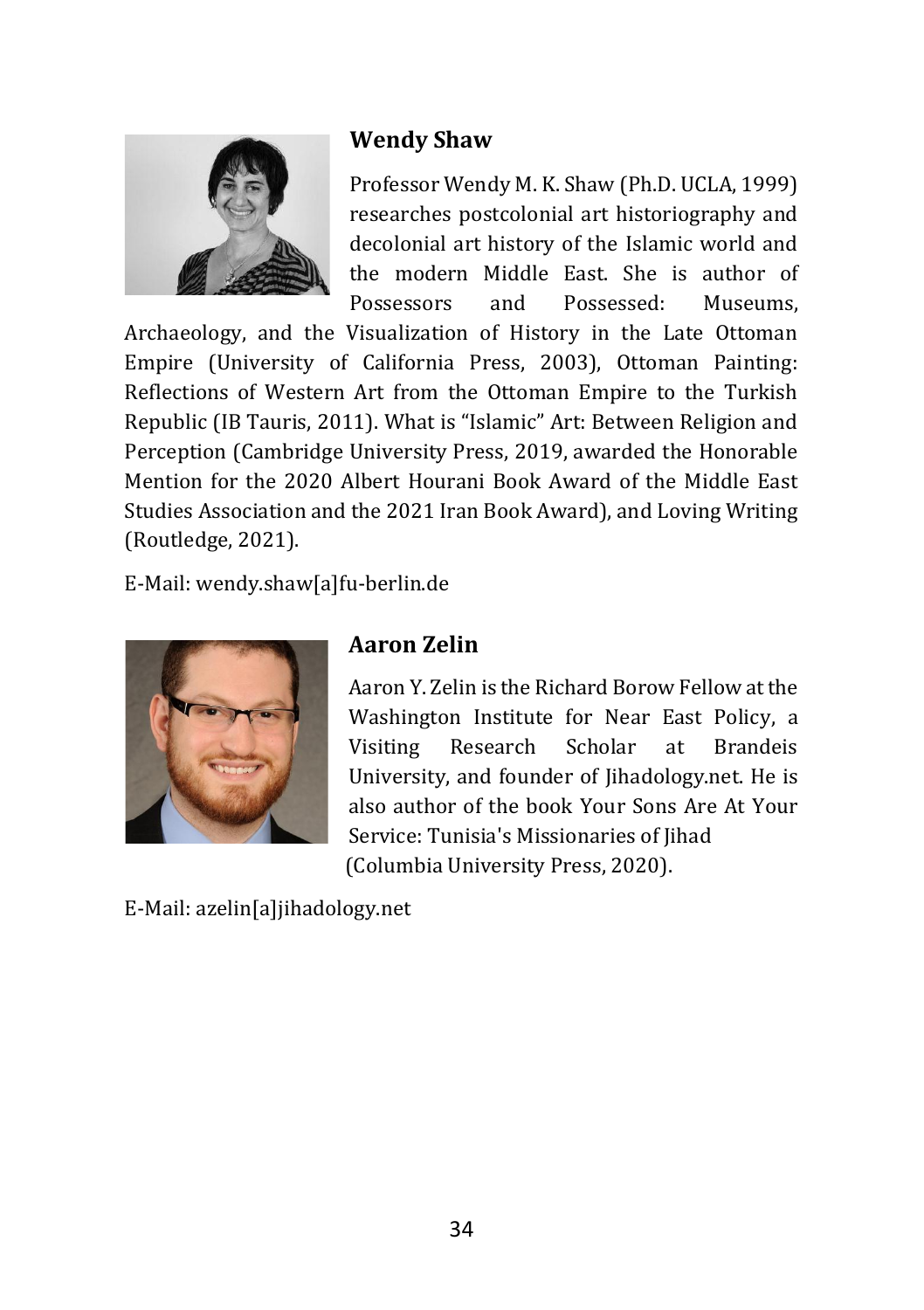## Wendy Shaw

Professor Wendy M. K. Shaw (Ph.D. UCLA, 1999) researches postcolonial art historiography and decolonial art history of the Islamic world and the modern Middle East. She is author of Possessors and Possessed: Museums, Archaeology, and the Visualization of History in the Late Ottoman Empire (University of California Press, 2003), Ottoman Painting: Reflections of Western Art from the Ottoman Empire to the Turkish Republic (IB Tauris, 2011). What is "Islamic" Art: Between Religion and Perception (Cambridge University Press, 2019, awarded the Honorable Mention for the 2020 Albert Hourani Book Award of the Middle East Studies Association and the 2021 Iran Book Award), and Loving Writing (Routledge, 2021).

E-Mail: wendy.shaw[a]fu-berlin.de

## Aaron Zelin

Aaron Y. Zelin is the Richard Borow Fellow at the Washington Institute for Near East Policy, a Visiting Research Scholar at Brandeis University, and founder of Jihadology.net. He is also author of the book Your Sons Are At Your Service: Tunisia's Missionaries of Jihad (Columbia University Press, 2020).

E-Mail: azelin[a]jihadology.net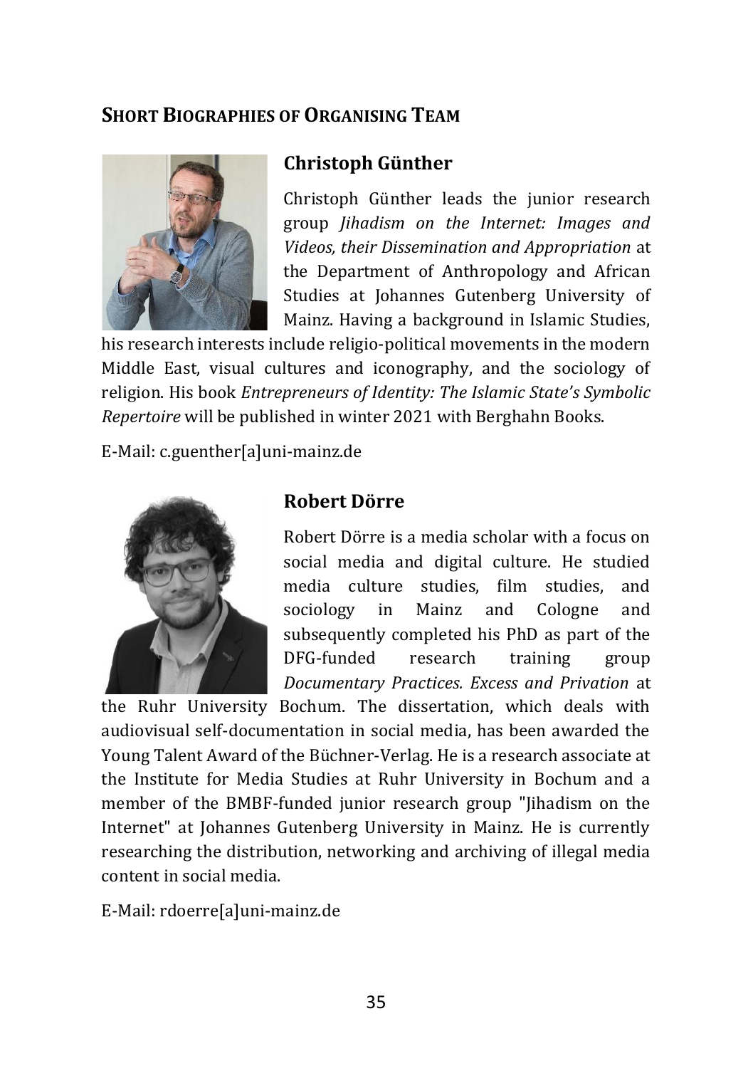## SHORT BIOGRAPHIES OF ORGANISING TEAM

### Christoph Günther

Christoph Günther leads the junior research group *Jihadism on the Internet: Images and Videos, their Dissemination and Appropriation* at the Department of Anthropology and African Studies at Johannes Gutenberg University of Mainz. Having a background in Islamic Studies, his research interests include religio-political movements in the modern Middle East, visual cultures and iconography, and the sociology of religion. His book *Entrepreneurs of Identity: The Islamic State's Symbolic Repertoire* will be published in winter 2021 with Berghahn Books.

E-Mail: c.guenther[a]uni-mainz.de

### Robert Dörre

Robert Dörre is a media scholar with a focus on social media and digital culture. He studied media culture studies, film studies, and sociology in Mainz and Cologne and subsequently completed his PhD as part of the DFG-funded research training group *Documentary Practices. Excess and Privation* at the Ruhr University Bochum. The dissertation, which deals with audiovisual self-documentation in social media, has been awarded the Young Talent Award of the Büchner-Verlag. He is a research associate at the Institute for Media Studies at Ruhr University in Bochum and a member of the BMBF-funded junior research group "Jihadism on the Internet" at Johannes Gutenberg University in Mainz. He is currently researching the distribution, networking and archiving of illegal media content in social media.

E-Mail: rdoerre[a]uni-mainz.de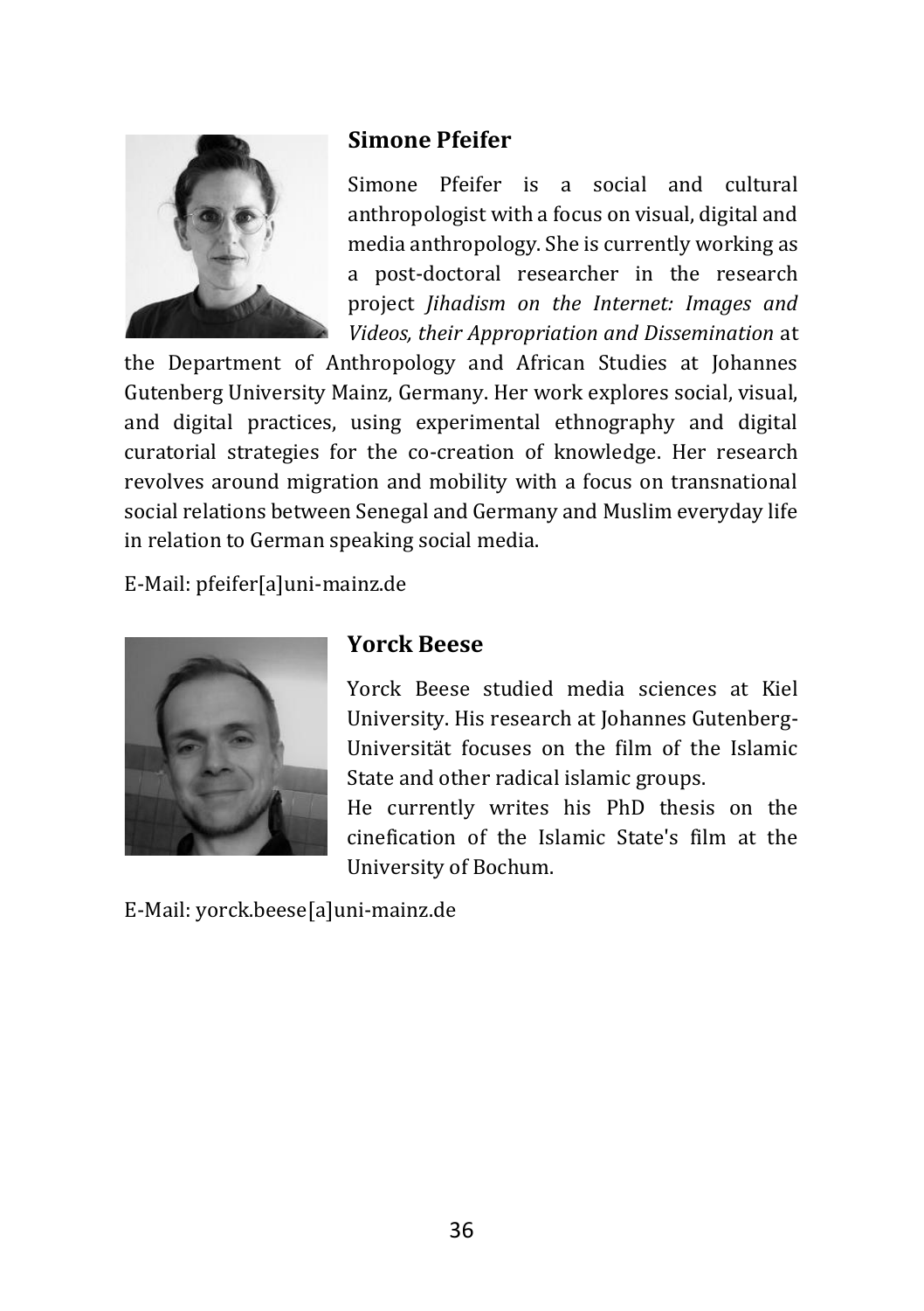### Simone Pfeifer

Simone Pfeifer is a social and cultural anthropologist with a focus on visual, digital and media anthropology. She is currently working as a post-doctoral researcher in the research project *Jihadism on the Internet: Images and Videos, their Appropriation and Dissemination* at the Department of Anthropology and African Studies at Johannes Gutenberg University Mainz, Germany. Her work explores social, visual, and digital practices, using experimental ethnography and digital curatorial strategies for the co-creation of knowledge. Her research revolves around migration and mobility with a focus on transnational social relations between Senegal and Germany and Muslim everyday life in relation to German speaking social media.

E-Mail: pfeifer[a]uni-mainz.de

### Yorck Beese

Yorck Beese studied media sciences at Kiel University. His research at Johannes Gutenberg-Universität focuses on the film of the Islamic State and other radical islamic groups.
He currently writes his PhD thesis on the cinefication of the Islamic State's film at the University of Bochum.

E-Mail: yorck.beese[a]uni-mainz.de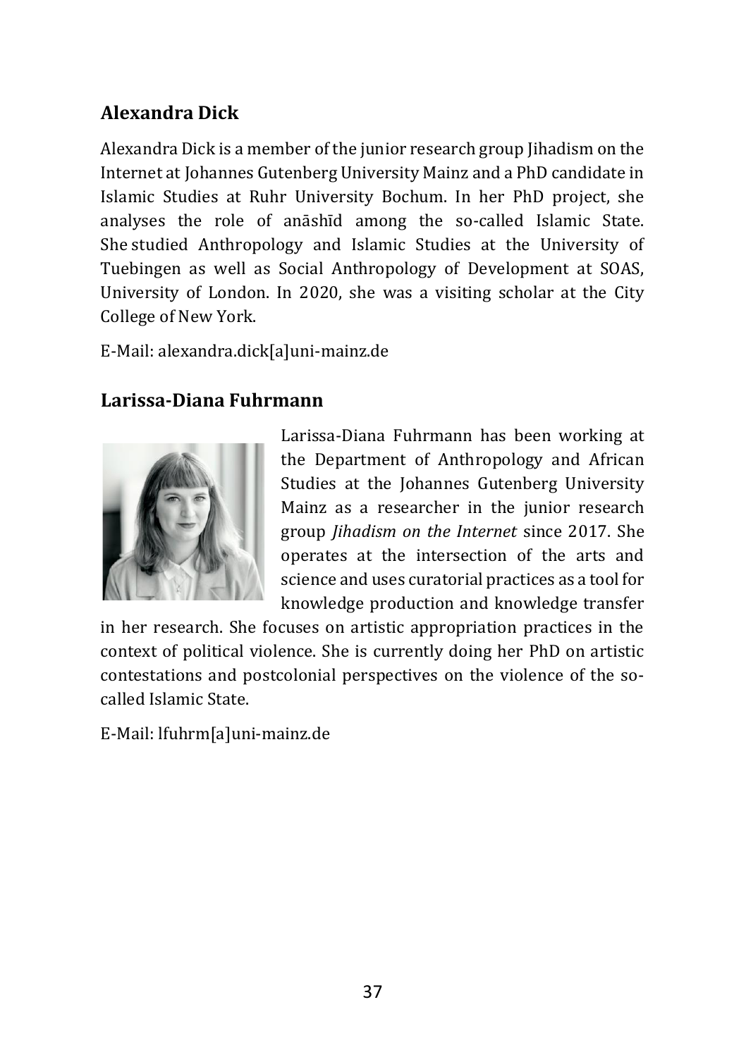## Alexandra Dick

Alexandra Dick is a member of the junior research group Jihadism on the Internet at Johannes Gutenberg University Mainz and a PhD candidate in Islamic Studies at Ruhr University Bochum. In her PhD project, she analyses the role of anāshīd among the so-called Islamic State. She studied Anthropology and Islamic Studies at the University of Tuebingen as well as Social Anthropology of Development at SOAS, University of London. In 2020, she was a visiting scholar at the City College of New York.

E-Mail: alexandra.dick[a]uni-mainz.de

## Larissa-Diana Fuhrmann

Larissa-Diana Fuhrmann has been working at the Department of Anthropology and African Studies at the Johannes Gutenberg University Mainz as a researcher in the junior research group *Jihadism on the Internet* since 2017. She operates at the intersection of the arts and science and uses curatorial practices as a tool for knowledge production and knowledge transfer in her research. She focuses on artistic appropriation practices in the context of political violence. She is currently doing her PhD on artistic contestations and postcolonial perspectives on the violence of the so-called Islamic State.

E-Mail: lfuhrm[a]uni-mainz.de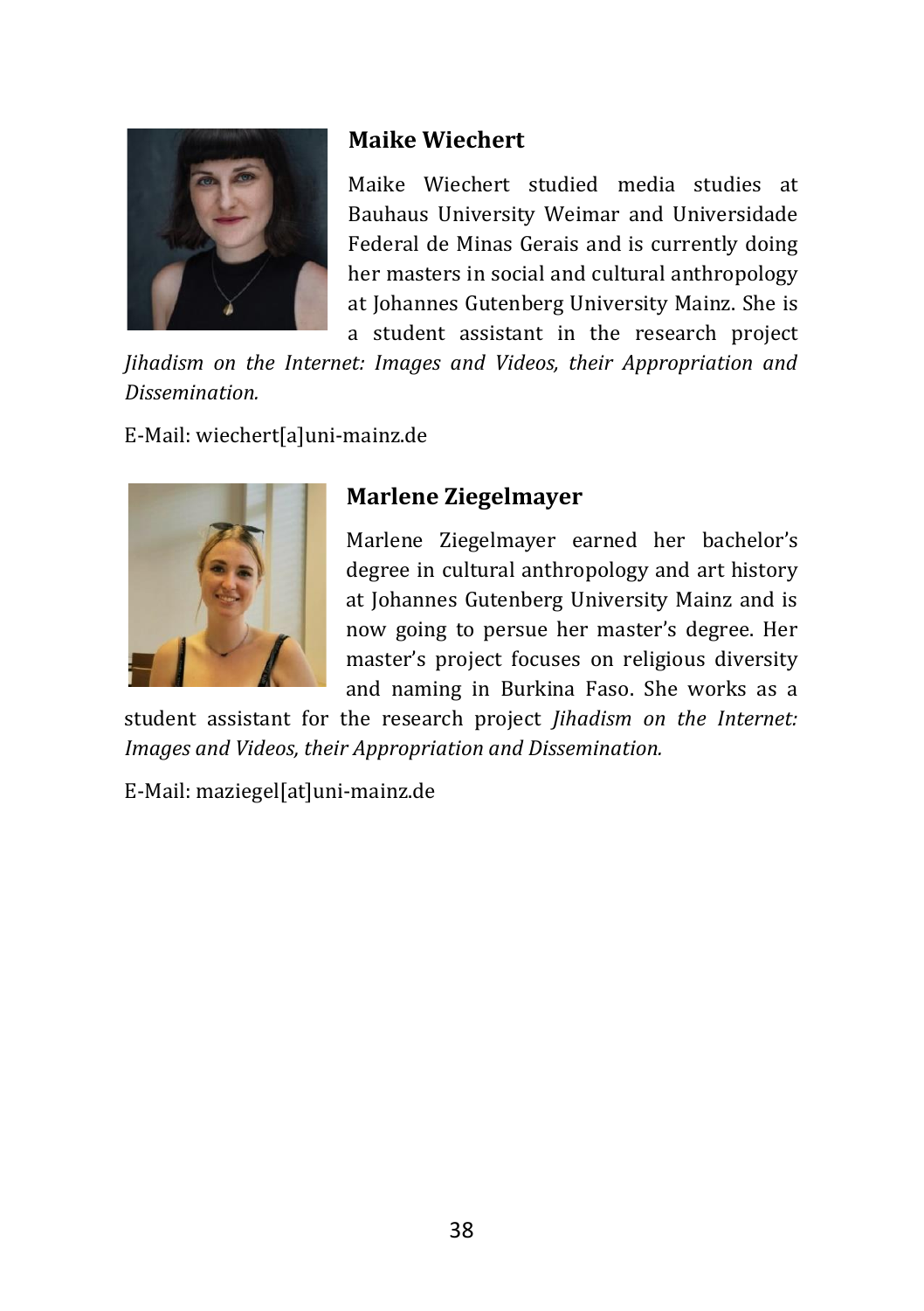### Maike Wiechert

Maike Wiechert studied media studies at Bauhaus University Weimar and Universidade Federal de Minas Gerais and is currently doing her masters in social and cultural anthropology at Johannes Gutenberg University Mainz. She is a student assistant in the research project *Jihadism on the Internet: Images and Videos, their Appropriation and Dissemination.*

E-Mail: wiechert[a]uni-mainz.de

### Marlene Ziegelmayer

Marlene Ziegelmayer earned her bachelor's degree in cultural anthropology and art history at Johannes Gutenberg University Mainz and is now going to persue her master's degree. Her master's project focuses on religious diversity and naming in Burkina Faso. She works as a student assistant for the research project *Jihadism on the Internet: Images and Videos, their Appropriation and Dissemination.*

E-Mail: maziegel[at]uni-mainz.de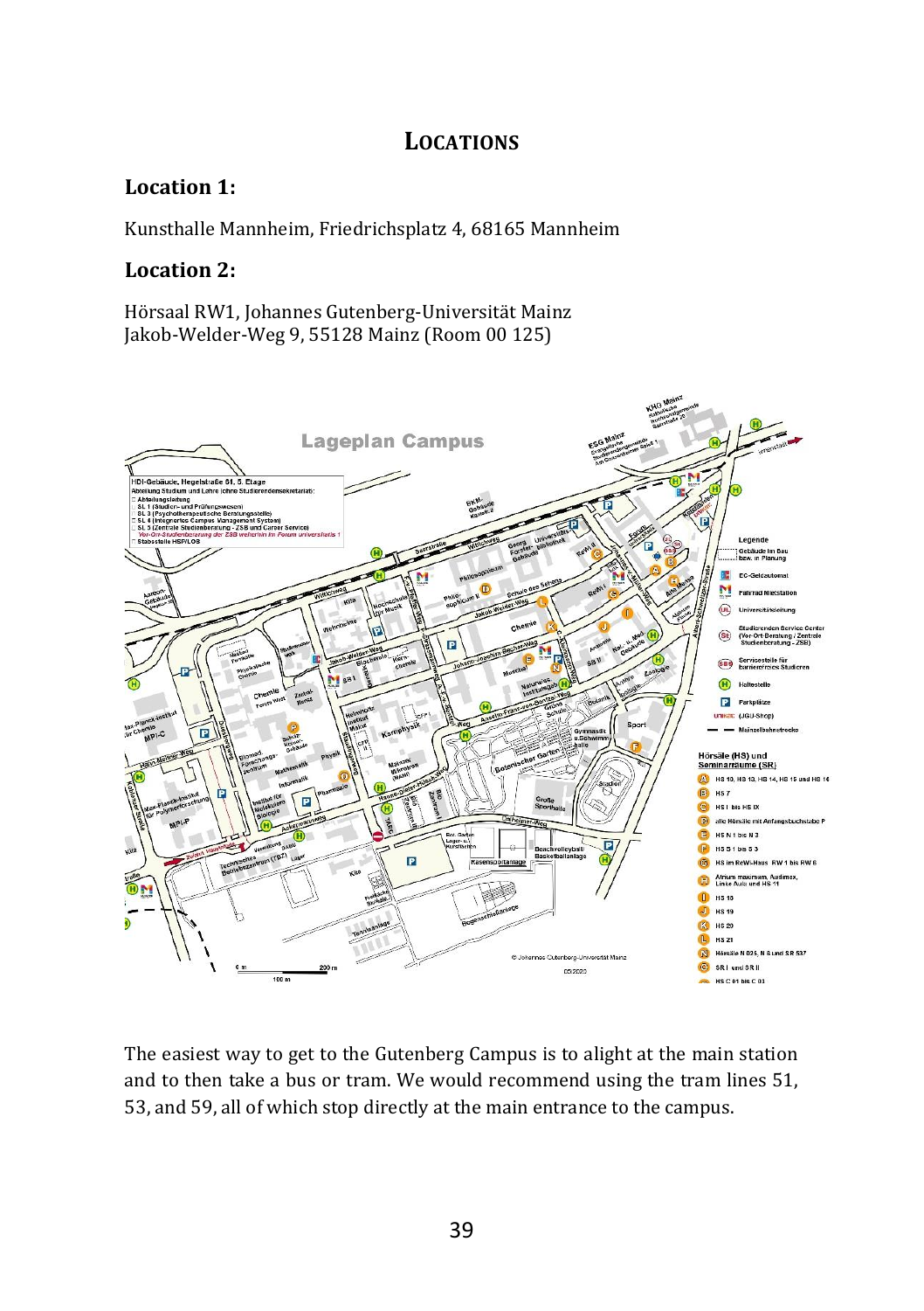# Locations

## Location 1:

Kunsthalle Mannheim, Friedrichsplatz 4, 68165 Mannheim

## Location 2:

Hörsaal RW1, Johannes Gutenberg-Universität Mainz
Jakob-Welder-Weg 9, 55128 Mainz (Room 00 125)

The easiest way to get to the Gutenberg Campus is to alight at the main station and to then take a bus or tram. We would recommend using the tram lines 51, 53, and 59, all of which stop directly at the main entrance to the campus.